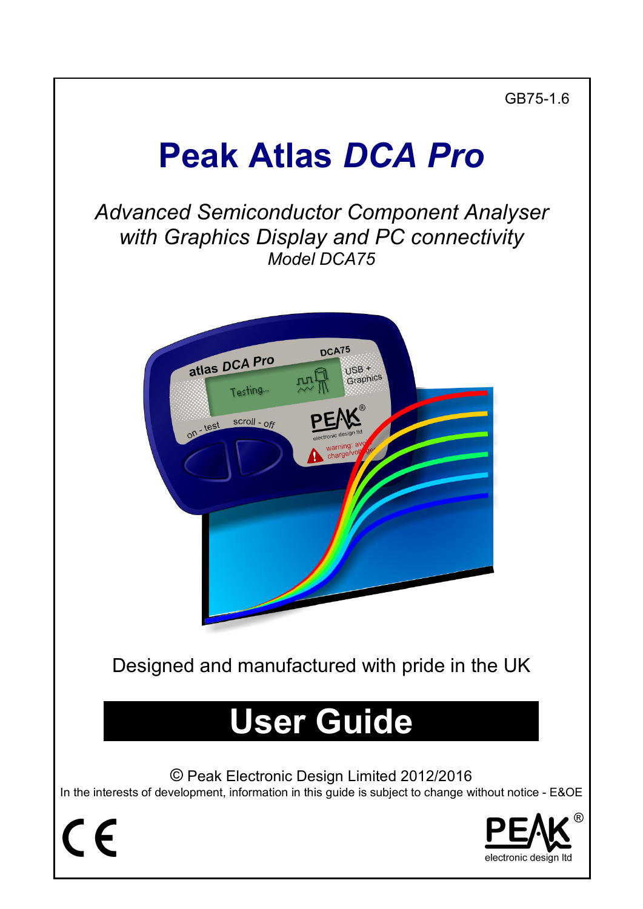GB75-1.6

# Peak Atlas *DCA Pro*

*Advanced Semiconductor Component Analyser with Graphics Display and PC connectivity*

*Model DCA75*

Designed and manufactured with pride in the UK

## User Guide

© Peak Electronic Design Limited 2012/2016

In the interests of development, information in this guide is subject to change without notice - E&OE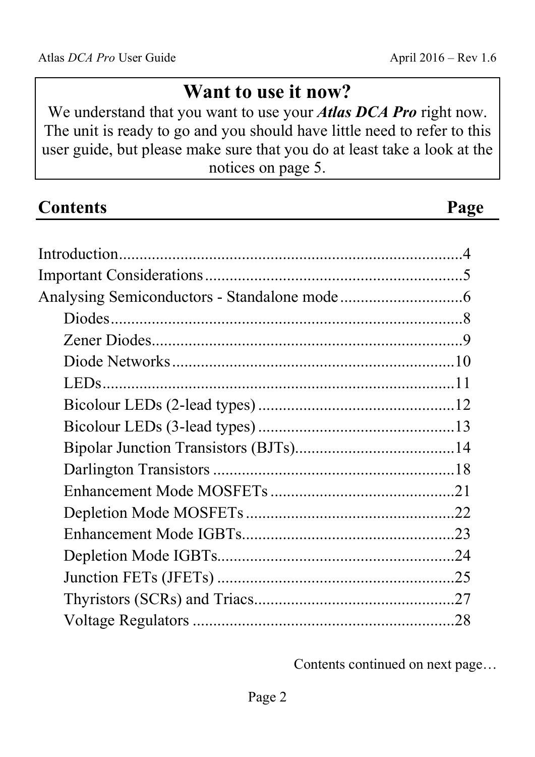## Want to use it now?

We understand that you want to use your ***Atlas DCA Pro*** right now. The unit is ready to go and you should have little need to refer to this user guide, but please make sure that you do at least take a look at the notices on page 5.

## Contents Page

Introduction....................................................................................4
Important Considerations...............................................................5
Analysing Semiconductors - Standalone mode.............................6
- Diodes......................................................................................8
- Zener Diodes............................................................................9
- Diode Networks......................................................................10
- LEDs.......................................................................................11
- Bicolour LEDs (2-lead types)................................................12
- Bicolour LEDs (3-lead types)................................................13
- Bipolar Junction Transistors (BJTs).......................................14
- Darlington Transistors............................................................18
- Enhancement Mode MOSFETs.............................................21
- Depletion Mode MOSFETs....................................................22
- Enhancement Mode IGBTs.....................................................23
- Depletion Mode IGBTs...........................................................24
- Junction FETs (JFETs)...........................................................25
- Thyristors (SCRs) and Triacs..................................................27
- Voltage Regulators.................................................................28

Contents continued on next page…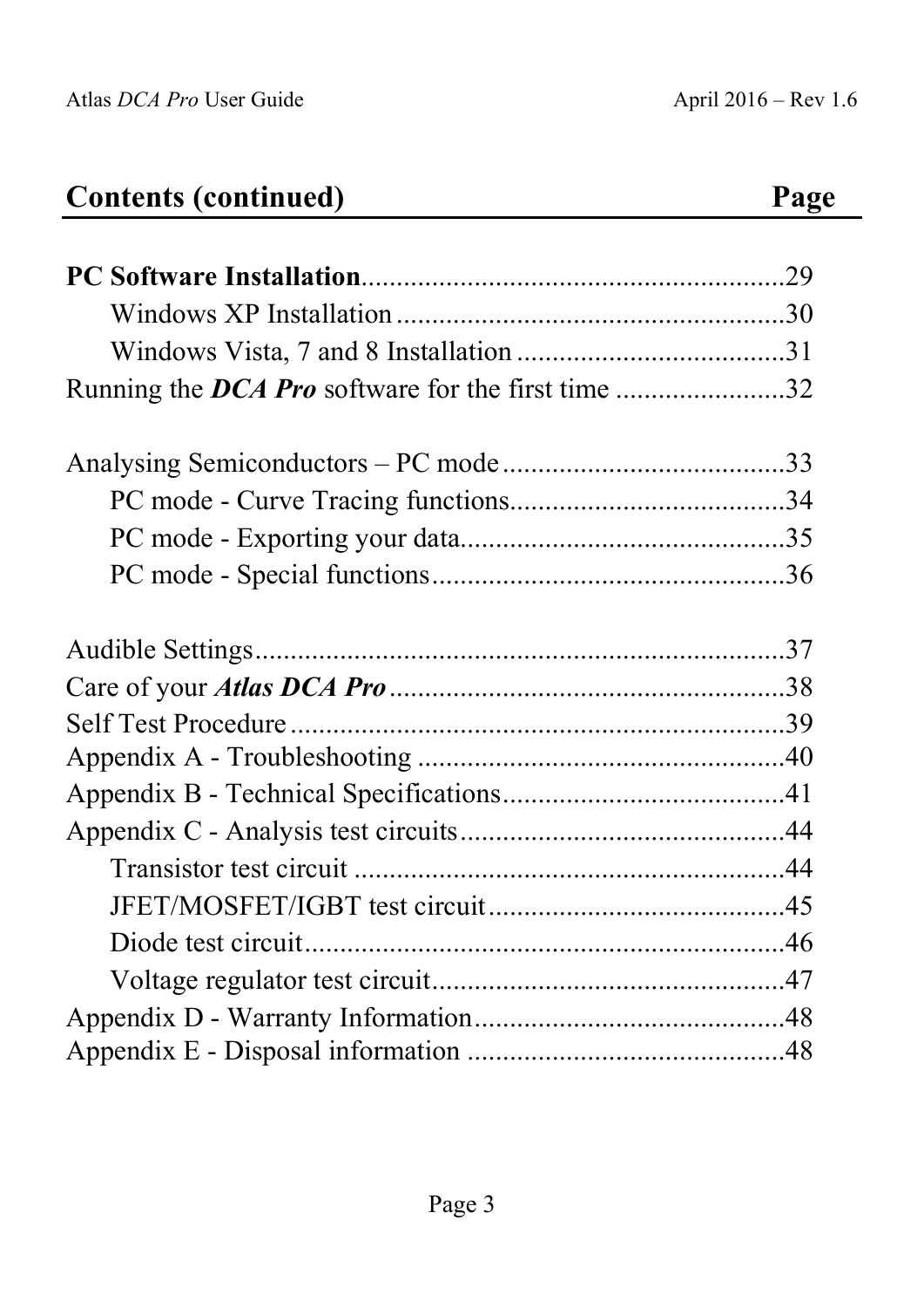## Contents (continued) Page

**PC Software Installation**............................................................29
- Windows XP Installation........................................................30
- Windows Vista, 7 and 8 Installation......................................31

Running the ***DCA Pro*** software for the first time ........................32

Analysing Semiconductors – PC mode........................................33
- PC mode - Curve Tracing functions.......................................34
- PC mode - Exporting your data...............................................35
- PC mode - Special functions...................................................36

Audible Settings............................................................................37
Care of your ***Atlas DCA Pro***.........................................................38
Self Test Procedure.......................................................................39
Appendix A - Troubleshooting.....................................................40
Appendix B - Technical Specifications........................................41
Appendix C - Analysis test circuits..............................................44
- Transistor test circuit..............................................................44
- JFET/MOSFET/IGBT test circuit...........................................45
- Diode test circuit.....................................................................46
- Voltage regulator test circuit...................................................47

Appendix D - Warranty Information............................................48
Appendix E - Disposal information..............................................48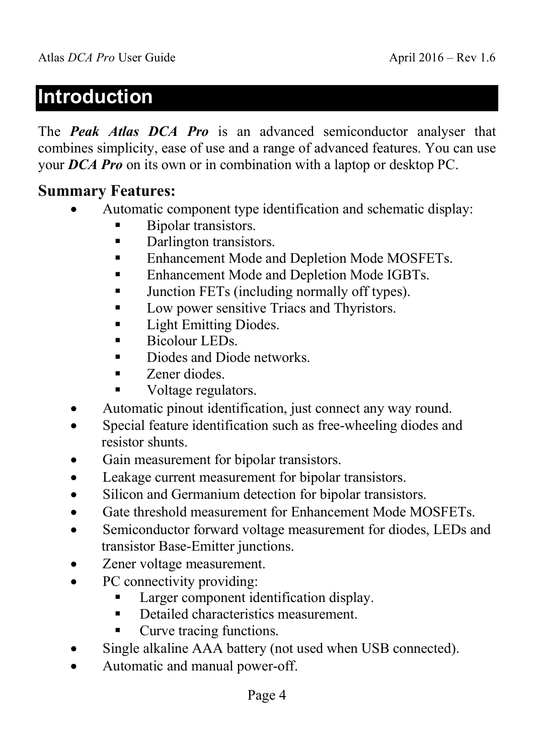# Introduction

The ***Peak Atlas DCA Pro*** is an advanced semiconductor analyser that combines simplicity, ease of use and a range of advanced features. You can use your ***DCA Pro*** on its own or in combination with a laptop or desktop PC.

## Summary Features:

- Automatic component type identification and schematic display:
  - Bipolar transistors.
  - Darlington transistors.
  - Enhancement Mode and Depletion Mode MOSFETs.
  - Enhancement Mode and Depletion Mode IGBTs.
  - Junction FETs (including normally off types).
  - Low power sensitive Triacs and Thyristors.
  - Light Emitting Diodes.
  - Bicolour LEDs.
  - Diodes and Diode networks.
  - Zener diodes.
  - Voltage regulators.
- Automatic pinout identification, just connect any way round.
- Special feature identification such as free-wheeling diodes and resistor shunts.
- Gain measurement for bipolar transistors.
- Leakage current measurement for bipolar transistors.
- Silicon and Germanium detection for bipolar transistors.
- Gate threshold measurement for Enhancement Mode MOSFETs.
- Semiconductor forward voltage measurement for diodes, LEDs and transistor Base-Emitter junctions.
- Zener voltage measurement.
- PC connectivity providing:
  - Larger component identification display.
  - Detailed characteristics measurement.
  - Curve tracing functions.
- Single alkaline AAA battery (not used when USB connected).
- Automatic and manual power-off.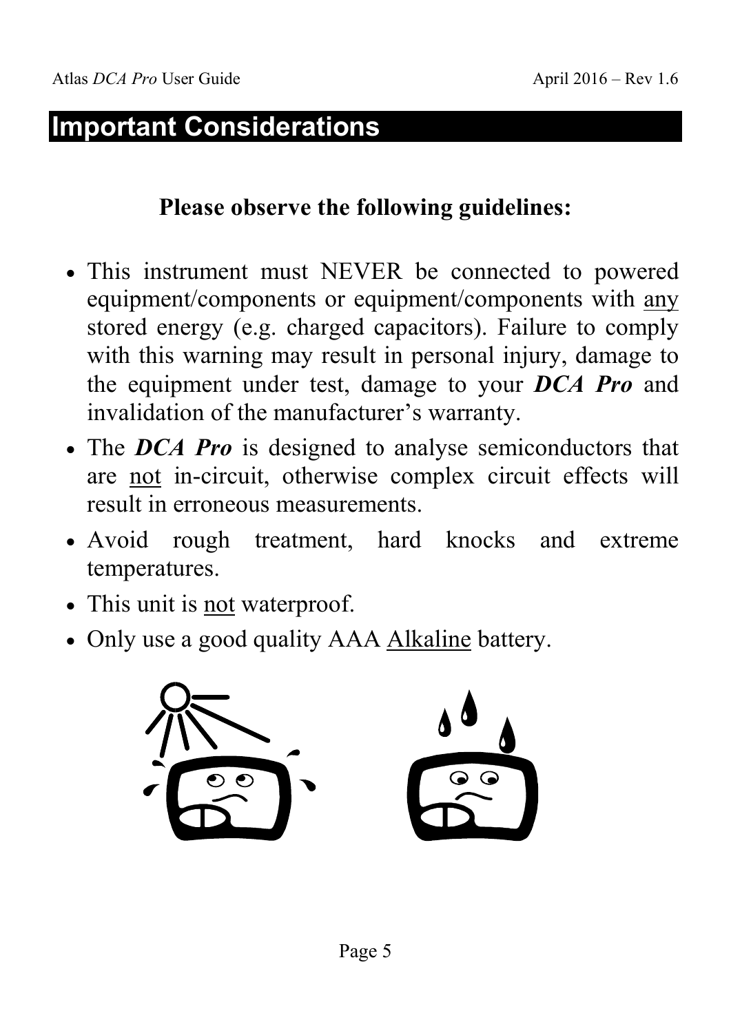# Important Considerations

**Please observe the following guidelines:**

- This instrument must NEVER be connected to powered equipment/components or equipment/components with <u>any</u> stored energy (e.g. charged capacitors). Failure to comply with this warning may result in personal injury, damage to the equipment under test, damage to your ***DCA Pro*** and invalidation of the manufacturer's warranty.
- The ***DCA Pro*** is designed to analyse semiconductors that are <u>not</u> in-circuit, otherwise complex circuit effects will result in erroneous measurements.
- Avoid rough treatment, hard knocks and extreme temperatures.
- This unit is <u>not</u> waterproof.
- Only use a good quality AAA <u>Alkaline</u> battery.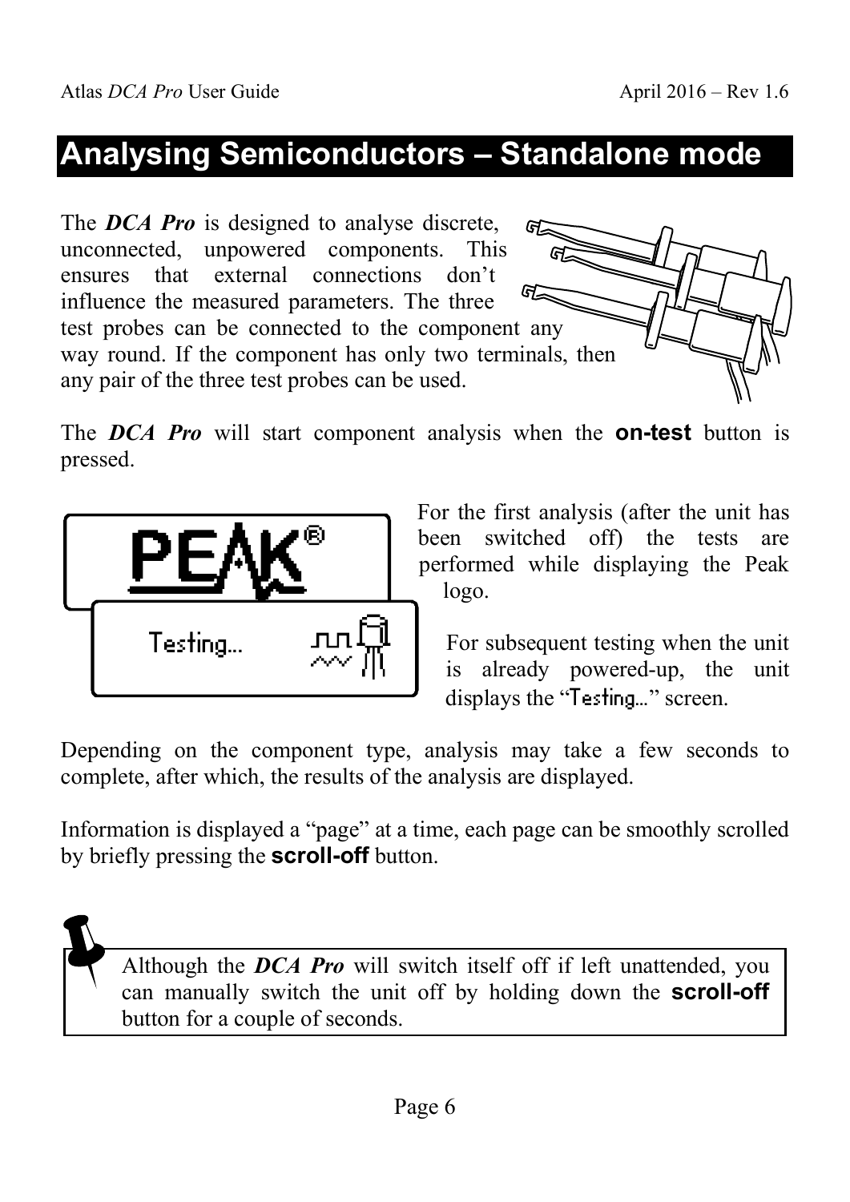# Analysing Semiconductors – Standalone mode

The ***DCA Pro*** is designed to analyse discrete, unconnected, unpowered components. This ensures that external connections don't influence the measured parameters. The three test probes can be connected to the component any way round. If the component has only two terminals, then any pair of the three test probes can be used.

The ***DCA Pro*** will start component analysis when the **on-test** button is pressed.

For the first analysis (after the unit has been switched off) the tests are performed while displaying the Peak logo.

For subsequent testing when the unit is already powered-up, the unit displays the "Testing..." screen.

Depending on the component type, analysis may take a few seconds to complete, after which, the results of the analysis are displayed.

Information is displayed a "page" at a time, each page can be smoothly scrolled by briefly pressing the **scroll-off** button.

> Although the ***DCA Pro*** will switch itself off if left unattended, you can manually switch the unit off by holding down the **scroll-off** button for a couple of seconds.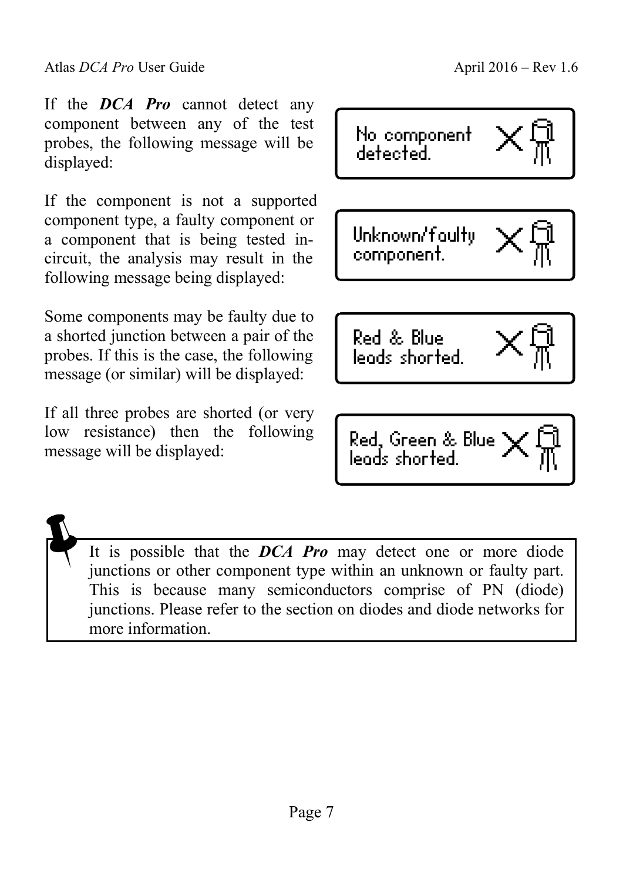If the ***DCA Pro*** cannot detect any component between any of the test probes, the following message will be displayed:

No component
detected.

If the component is not a supported component type, a faulty component or a component that is being tested in-circuit, the analysis may result in the following message being displayed:

Unknown/faulty
component.

Some components may be faulty due to a shorted junction between a pair of the probes. If this is the case, the following message (or similar) will be displayed:

Red & Blue
leads shorted.

If all three probes are shorted (or very low resistance) then the following message will be displayed:

Red, Green & Blue
leads shorted.

It is possible that the ***DCA Pro*** may detect one or more diode junctions or other component type within an unknown or faulty part. This is because many semiconductors comprise of PN (diode) junctions. Please refer to the section on diodes and diode networks for more information.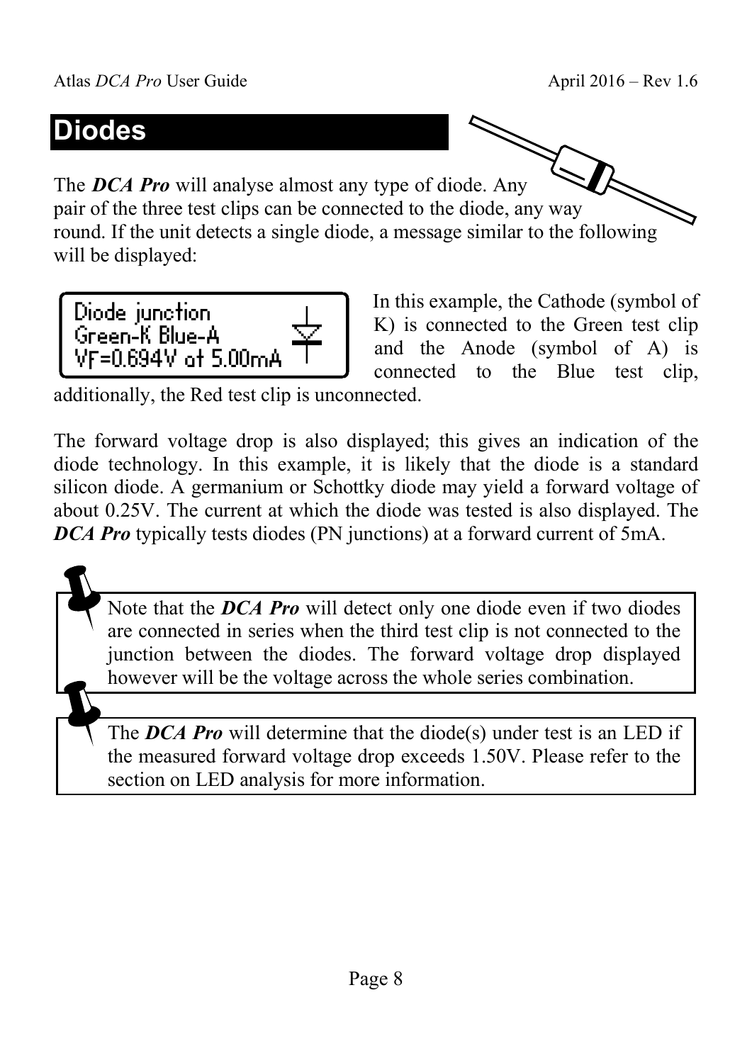## Diodes

The ***DCA Pro*** will analyse almost any type of diode. Any pair of the three test clips can be connected to the diode, any way round. If the unit detects a single diode, a message similar to the following will be displayed:

```
Diode junction
Green-K Blue-A
VF=0.694V at 5.00mA
```

In this example, the Cathode (symbol of K) is connected to the Green test clip and the Anode (symbol of A) is connected to the Blue test clip, additionally, the Red test clip is unconnected.

The forward voltage drop is also displayed; this gives an indication of the diode technology. In this example, it is likely that the diode is a standard silicon diode. A germanium or Schottky diode may yield a forward voltage of about 0.25V. The current at which the diode was tested is also displayed. The ***DCA Pro*** typically tests diodes (PN junctions) at a forward current of 5mA.

> Note that the ***DCA Pro*** will detect only one diode even if two diodes are connected in series when the third test clip is not connected to the junction between the diodes. The forward voltage drop displayed however will be the voltage across the whole series combination.

> The ***DCA Pro*** will determine that the diode(s) under test is an LED if the measured forward voltage drop exceeds 1.50V. Please refer to the section on LED analysis for more information.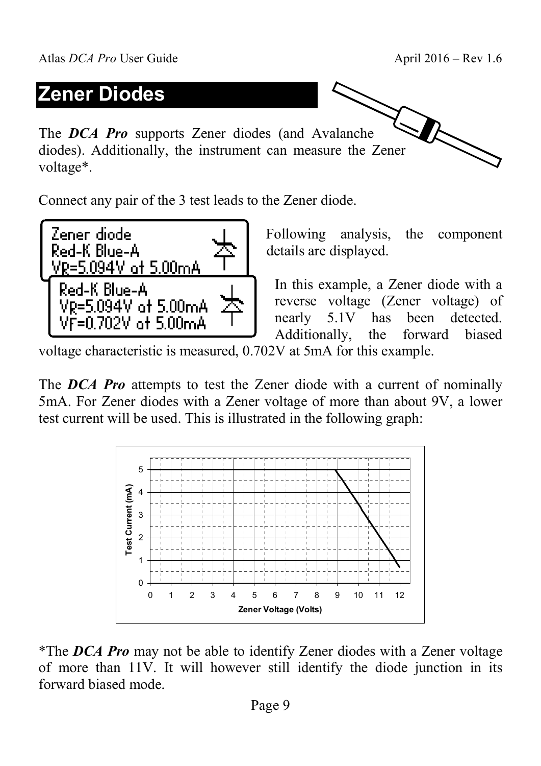# Zener Diodes

The ***DCA Pro*** supports Zener diodes (and Avalanche diodes). Additionally, the instrument can measure the Zener voltage*.

Connect any pair of the 3 test leads to the Zener diode.

Zener diode
Red-K Blue-A
VR=5.094V at 5.00mA

Red-K Blue-A
VR=5.094V at 5.00mA
VF=0.702V at 5.00mA

Following analysis, the component details are displayed.

In this example, a Zener diode with a reverse voltage (Zener voltage) of nearly 5.1V has been detected. Additionally, the forward biased voltage characteristic is measured, 0.702V at 5mA for this example.

The ***DCA Pro*** attempts to test the Zener diode with a current of nominally 5mA. For Zener diodes with a Zener voltage of more than about 9V, a lower test current will be used. This is illustrated in the following graph:

Test Current (mA)
0
1
2
3
4
5
0 1 2 3 4 5 6 7 8 9 10 11 12
Zener Voltage (Volts)

*The ***DCA Pro*** may not be able to identify Zener diodes with a Zener voltage of more than 11V. It will however still identify the diode junction in its forward biased mode.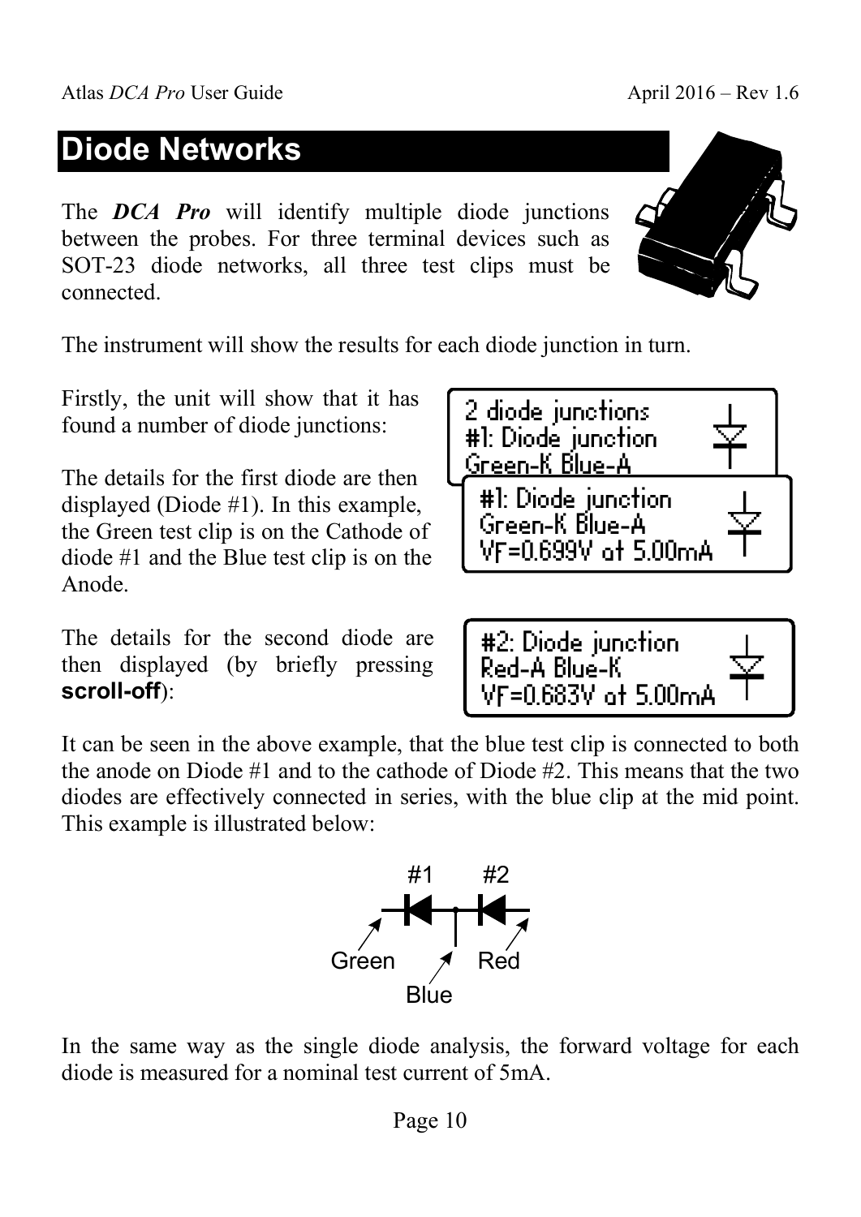# Diode Networks

The ***DCA Pro*** will identify multiple diode junctions between the probes. For three terminal devices such as SOT-23 diode networks, all three test clips must be connected.

The instrument will show the results for each diode junction in turn.

Firstly, the unit will show that it has found a number of diode junctions:

```
2 diode junctions
#1: Diode junction
Green-K Blue-A
```

The details for the first diode are then displayed (Diode #1). In this example, the Green test clip is on the Cathode of diode #1 and the Blue test clip is on the Anode.

```
#1: Diode junction
Green-K Blue-A
VF=0.699V at 5.00mA
```

The details for the second diode are then displayed (by briefly pressing **scroll-off**):

```
#2: Diode junction
Red-A Blue-K
VF=0.683V at 5.00mA
```

It can be seen in the above example, that the blue test clip is connected to both the anode on Diode #1 and to the cathode of Diode #2. This means that the two diodes are effectively connected in series, with the blue clip at the mid point. This example is illustrated below:

#1 #2

Green Blue Red

In the same way as the single diode analysis, the forward voltage for each diode is measured for a nominal test current of 5mA.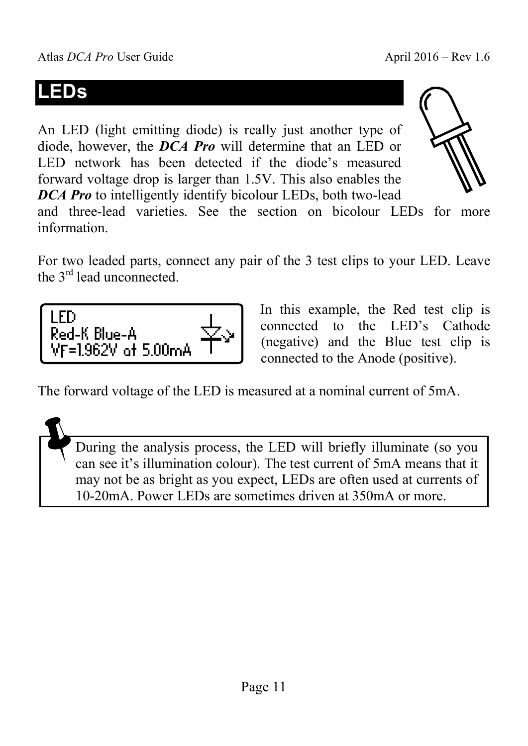# LEDs

An LED (light emitting diode) is really just another type of diode, however, the ***DCA Pro*** will determine that an LED or LED network has been detected if the diode's measured forward voltage drop is larger than 1.5V. This also enables the ***DCA Pro*** to intelligently identify bicolour LEDs, both two-lead and three-lead varieties. See the section on bicolour LEDs for more information.

For two leaded parts, connect any pair of the 3 test clips to your LED. Leave the 3rd lead unconnected.

```
LED
Red-K Blue-A
VF=1.962V at 5.00mA
```

In this example, the Red test clip is connected to the LED's Cathode (negative) and the Blue test clip is connected to the Anode (positive).

The forward voltage of the LED is measured at a nominal current of 5mA.

> During the analysis process, the LED will briefly illuminate (so you can see it's illumination colour). The test current of 5mA means that it may not be as bright as you expect, LEDs are often used at currents of 10-20mA. Power LEDs are sometimes driven at 350mA or more.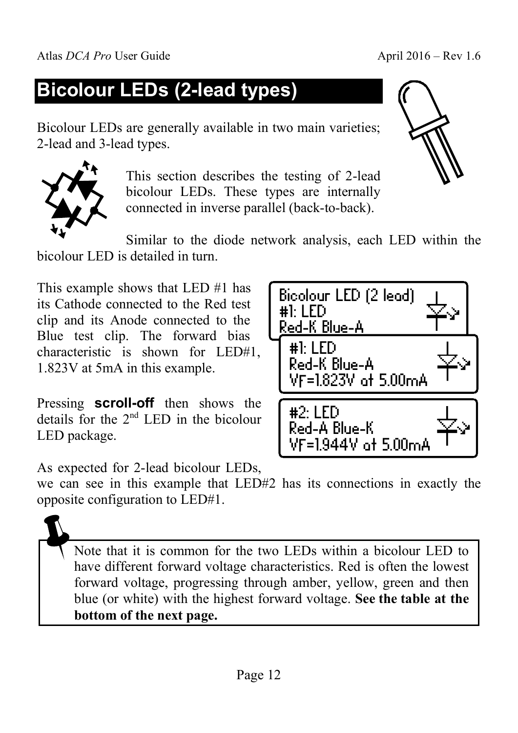# Bicolour LEDs (2-lead types)

Bicolour LEDs are generally available in two main varieties; 2-lead and 3-lead types.

This section describes the testing of 2-lead bicolour LEDs. These types are internally connected in inverse parallel (back-to-back).

Similar to the diode network analysis, each LED within the bicolour LED is detailed in turn.

This example shows that LED #1 has its Cathode connected to the Red test clip and its Anode connected to the Blue test clip. The forward bias characteristic is shown for LED#1, 1.823V at 5mA in this example.

```
Bicolour LED (2 lead)
#1: LED
Red-K Blue-A
```

```
#1: LED
Red-K Blue-A
VF=1.823V at 5.00mA
```

Pressing **scroll-off** then shows the details for the 2nd LED in the bicolour LED package.

```
#2: LED
Red-A Blue-K
VF=1.944V at 5.00mA
```

As expected for 2-lead bicolour LEDs, we can see in this example that LED#2 has its connections in exactly the opposite configuration to LED#1.

> Note that it is common for the two LEDs within a bicolour LED to have different forward voltage characteristics. Red is often the lowest forward voltage, progressing through amber, yellow, green and then blue (or white) with the highest forward voltage. **See the table at the bottom of the next page.**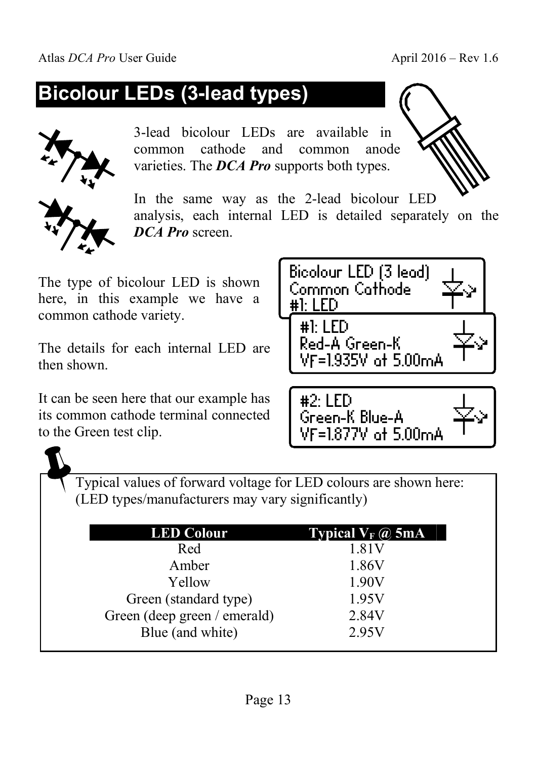# Bicolour LEDs (3-lead types)

3-lead bicolour LEDs are available in common cathode and common anode varieties. The ***DCA Pro*** supports both types.

In the same way as the 2-lead bicolour LED analysis, each internal LED is detailed separately on the ***DCA Pro*** screen.

The type of bicolour LED is shown here, in this example we have a common cathode variety.

```
Bicolour LED (3 lead)
Common Cathode
#1: LED
```

The details for each internal LED are then shown.

```
#1: LED
Red-A Green-K
VF=1.935V at 5.00mA
```

It can be seen here that our example has its common cathode terminal connected to the Green test clip.

```
#2: LED
Green-K Blue-A
VF=1.877V at 5.00mA
```

Typical values of forward voltage for LED colours are shown here:
(LED types/manufacturers may vary significantly)

| LED Colour | Typical $V_F$ @ 5mA |
|---|---|
| Red | 1.81V |
| Amber | 1.86V |
| Yellow | 1.90V |
| Green (standard type) | 1.95V |
| Green (deep green / emerald) | 2.84V |
| Blue (and white) | 2.95V |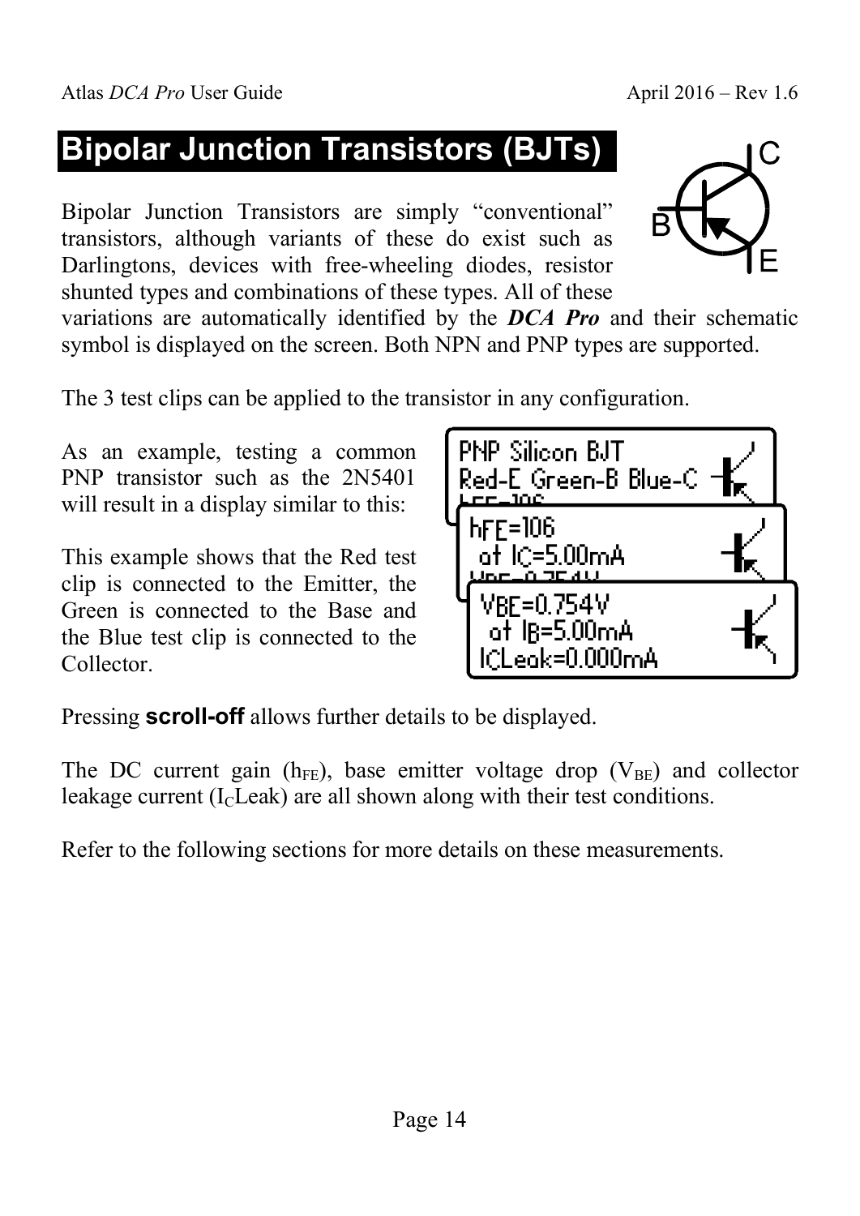# Bipolar Junction Transistors (BJTs)

Bipolar Junction Transistors are simply "conventional" transistors, although variants of these do exist such as Darlingtons, devices with free-wheeling diodes, resistor shunted types and combinations of these types. All of these variations are automatically identified by the ***DCA Pro*** and their schematic symbol is displayed on the screen. Both NPN and PNP types are supported.

The 3 test clips can be applied to the transistor in any configuration.

As an example, testing a common PNP transistor such as the 2N5401 will result in a display similar to this:

PNP Silicon BJT
Red-E Green-B Blue-C

hFE=106
at IC=5.00mA

VBE=0.754V
at IB=5.00mA
ICLeak=0.000mA

This example shows that the Red test clip is connected to the Emitter, the Green is connected to the Base and the Blue test clip is connected to the Collector.

Pressing **scroll-off** allows further details to be displayed.

The DC current gain ($h_{FE}$), base emitter voltage drop ($V_{BE}$) and collector leakage current ($I_C$Leak) are all shown along with their test conditions.

Refer to the following sections for more details on these measurements.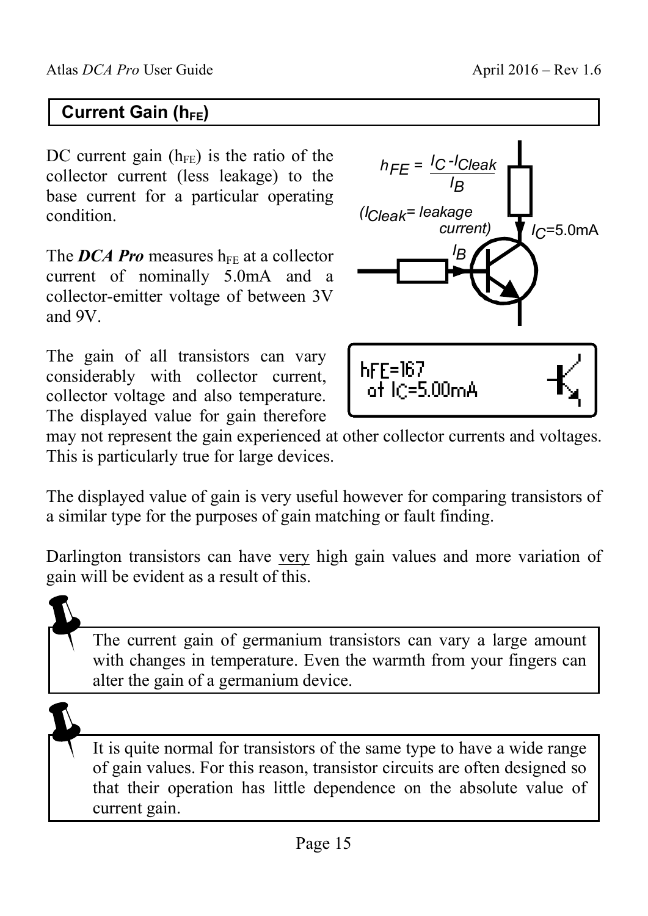## Current Gain ($h_{FE}$)

DC current gain ($h_{FE}$) is the ratio of the collector current (less leakage) to the base current for a particular operating condition.

$$h_{FE} = \frac{I_C - I_{Cleak}}{I_B}$$

($I_{Cleak}$= leakage current)

$I_B$

$I_C$=5.0mA

The ***DCA Pro*** measures $h_{FE}$ at a collector current of nominally 5.0mA and a collector-emitter voltage of between 3V and 9V.

```
hFE=167
 at IC=5.00mA
```

The gain of all transistors can vary considerably with collector current, collector voltage and also temperature. The displayed value for gain therefore may not represent the gain experienced at other collector currents and voltages. This is particularly true for large devices.

The displayed value of gain is very useful however for comparing transistors of a similar type for the purposes of gain matching or fault finding.

Darlington transistors can have very high gain values and more variation of gain will be evident as a result of this.

> The current gain of germanium transistors can vary a large amount with changes in temperature. Even the warmth from your fingers can alter the gain of a germanium device.

> It is quite normal for transistors of the same type to have a wide range of gain values. For this reason, transistor circuits are often designed so that their operation has little dependence on the absolute value of current gain.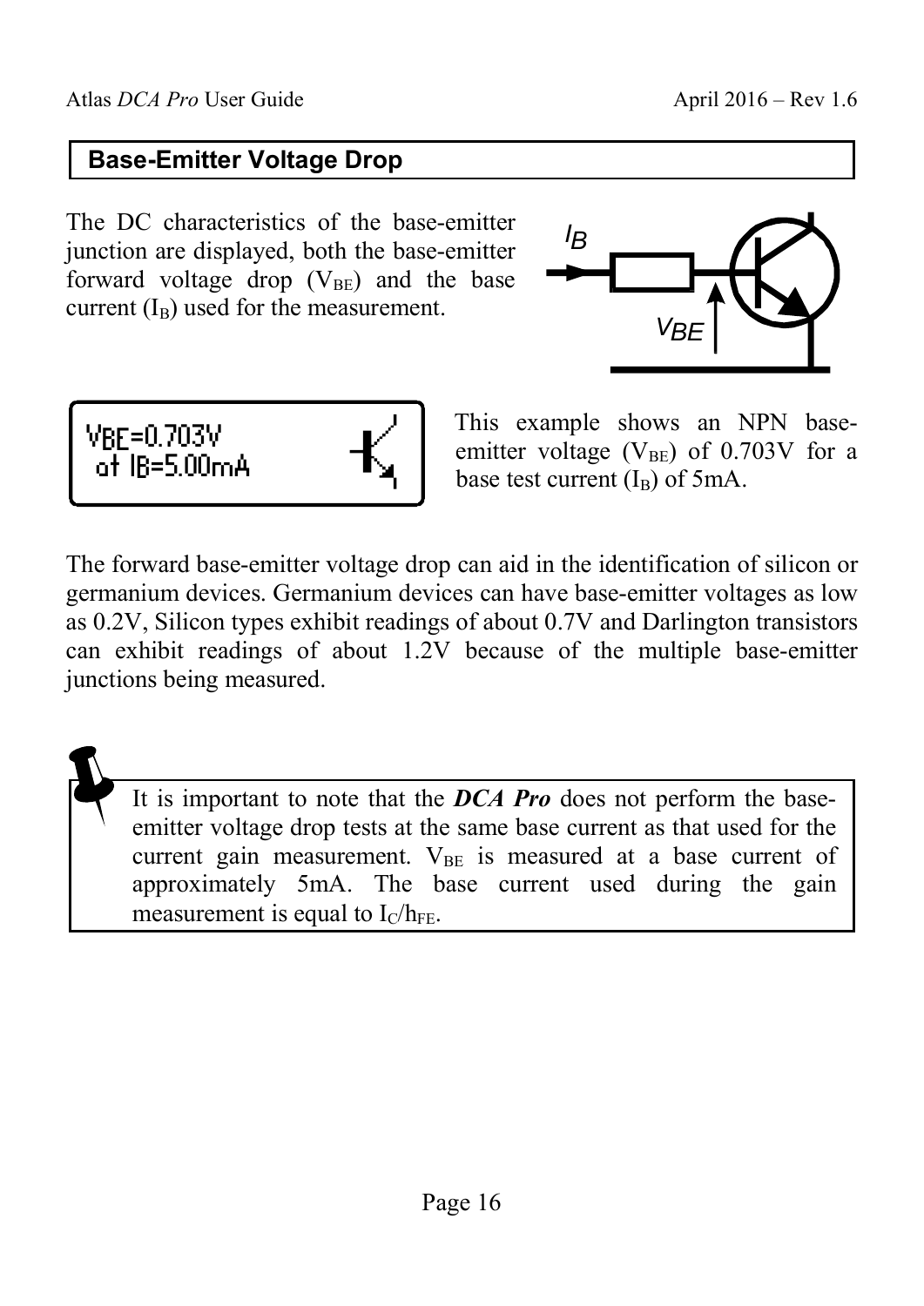## Base-Emitter Voltage Drop

The DC characteristics of the base-emitter junction are displayed, both the base-emitter forward voltage drop ($V_{BE}$) and the base current ($I_B$) used for the measurement.

$I_B$

$V_{BE}$

VBE=0.703V
at IB=5.00mA

This example shows an NPN base-emitter voltage ($V_{BE}$) of 0.703V for a base test current ($I_B$) of 5mA.

The forward base-emitter voltage drop can aid in the identification of silicon or germanium devices. Germanium devices can have base-emitter voltages as low as 0.2V, Silicon types exhibit readings of about 0.7V and Darlington transistors can exhibit readings of about 1.2V because of the multiple base-emitter junctions being measured.

> It is important to note that the ***DCA Pro*** does not perform the base-emitter voltage drop tests at the same base current as that used for the current gain measurement. $V_{BE}$ is measured at a base current of approximately 5mA. The base current used during the gain measurement is equal to $I_C/h_{FE}$.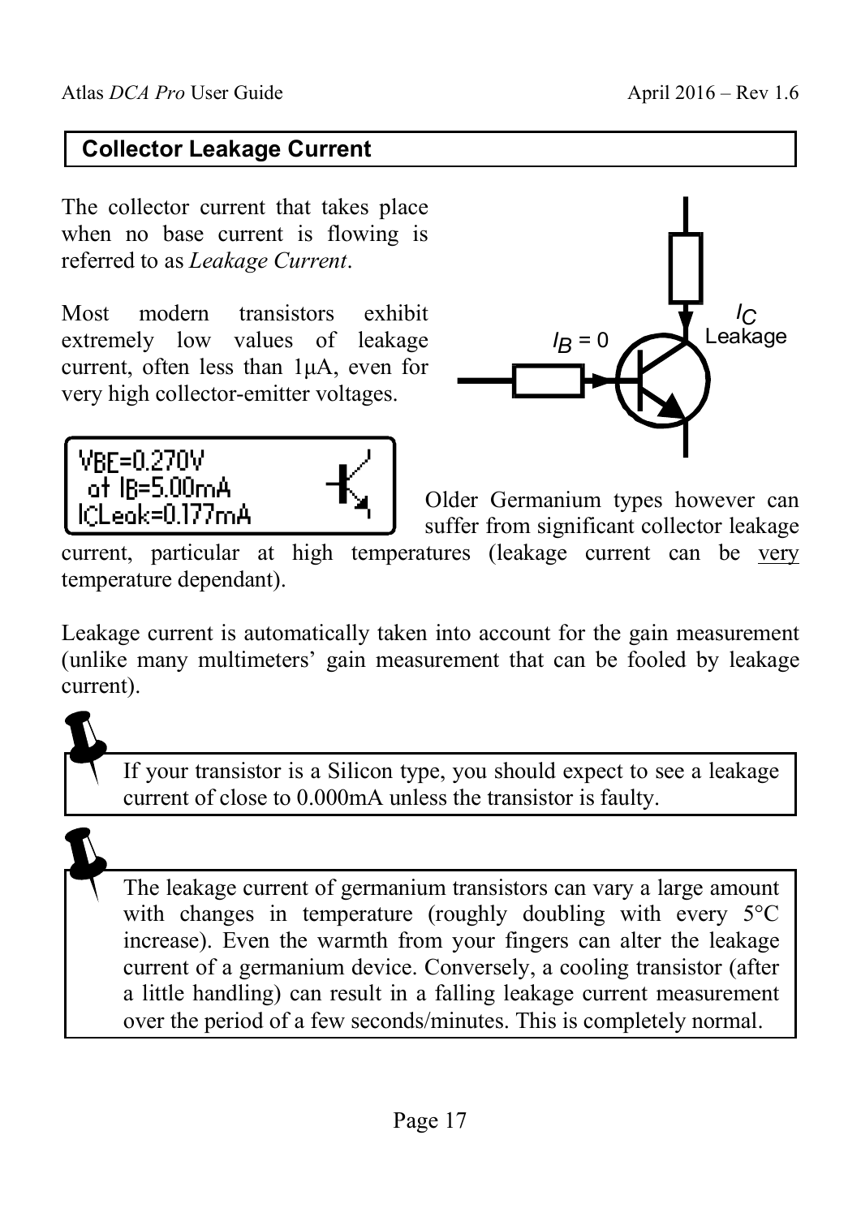## Collector Leakage Current

The collector current that takes place when no base current is flowing is referred to as *Leakage Current*.

Most modern transistors exhibit extremely low values of leakage current, often less than 1µA, even for very high collector-emitter voltages.

Older Germanium types however can suffer from significant collector leakage current, particular at high temperatures (leakage current can be very temperature dependant).

Leakage current is automatically taken into account for the gain measurement (unlike many multimeters' gain measurement that can be fooled by leakage current).

If your transistor is a Silicon type, you should expect to see a leakage current of close to 0.000mA unless the transistor is faulty.

The leakage current of germanium transistors can vary a large amount with changes in temperature (roughly doubling with every 5°C increase). Even the warmth from your fingers can alter the leakage current of a germanium device. Conversely, a cooling transistor (after a little handling) can result in a falling leakage current measurement over the period of a few seconds/minutes. This is completely normal.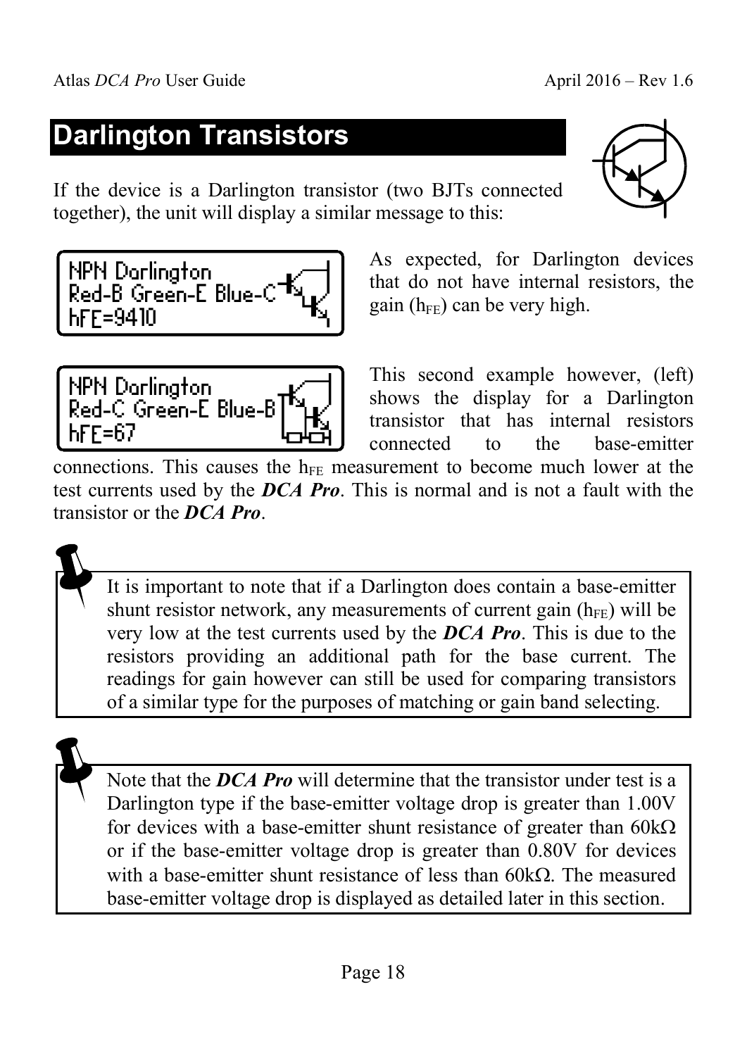# Darlington Transistors

If the device is a Darlington transistor (two BJTs connected together), the unit will display a similar message to this:

NPN Darlington
Red-B Green-E Blue-C
hFE=9410

As expected, for Darlington devices that do not have internal resistors, the gain ($h_{FE}$) can be very high.

NPN Darlington
Red-C Green-E Blue-B
hFE=67

This second example however, (left) shows the display for a Darlington transistor that has internal resistors connected to the base-emitter connections. This causes the $h_{FE}$ measurement to become much lower at the test currents used by the ***DCA Pro***. This is normal and is not a fault with the transistor or the ***DCA Pro***.

It is important to note that if a Darlington does contain a base-emitter shunt resistor network, any measurements of current gain ($h_{FE}$) will be very low at the test currents used by the ***DCA Pro***. This is due to the resistors providing an additional path for the base current. The readings for gain however can still be used for comparing transistors of a similar type for the purposes of matching or gain band selecting.

Note that the ***DCA Pro*** will determine that the transistor under test is a Darlington type if the base-emitter voltage drop is greater than 1.00V for devices with a base-emitter shunt resistance of greater than 60kΩ or if the base-emitter voltage drop is greater than 0.80V for devices with a base-emitter shunt resistance of less than 60kΩ. The measured base-emitter voltage drop is displayed as detailed later in this section.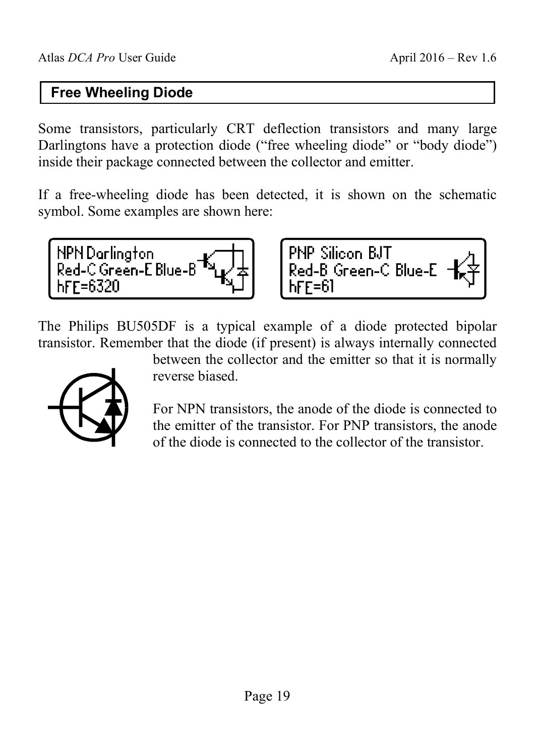## Free Wheeling Diode

Some transistors, particularly CRT deflection transistors and many large Darlingtons have a protection diode (“free wheeling diode” or “body diode”) inside their package connected between the collector and emitter.

If a free-wheeling diode has been detected, it is shown on the schematic symbol. Some examples are shown here:

NPN Darlington
Red-C Green-E Blue-B
hFE=6320

PNP Silicon BJT
Red-B Green-C Blue-E
hFE=61

The Philips BU505DF is a typical example of a diode protected bipolar transistor. Remember that the diode (if present) is always internally connected between the collector and the emitter so that it is normally reverse biased.

For NPN transistors, the anode of the diode is connected to the emitter of the transistor. For PNP transistors, the anode of the diode is connected to the collector of the transistor.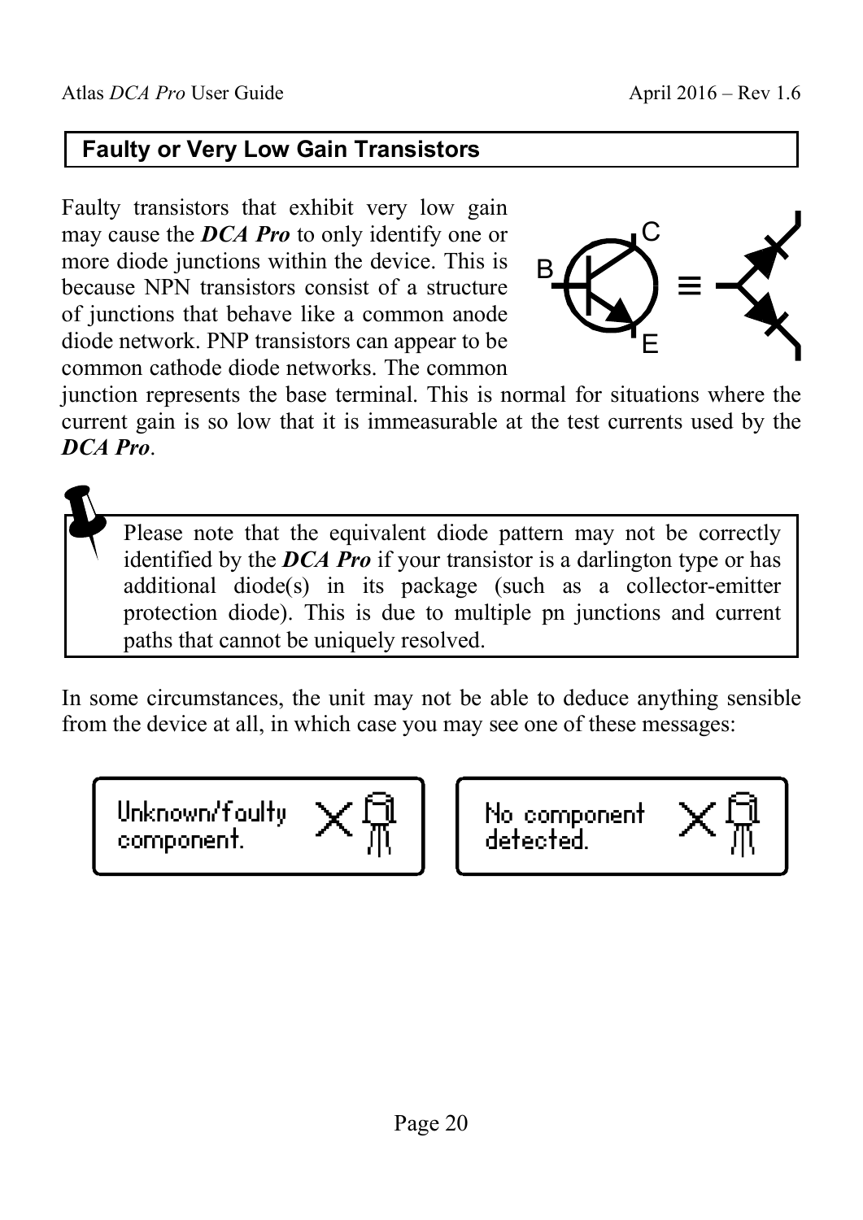## Faulty or Very Low Gain Transistors

Faulty transistors that exhibit very low gain may cause the ***DCA Pro*** to only identify one or more diode junctions within the device. This is because NPN transistors consist of a structure of junctions that behave like a common anode diode network. PNP transistors can appear to be common cathode diode networks. The common junction represents the base terminal. This is normal for situations where the current gain is so low that it is immeasurable at the test currents used by the ***DCA Pro***.

C

B

E

≡

> Please note that the equivalent diode pattern may not be correctly identified by the ***DCA Pro*** if your transistor is a darlington type or has additional diode(s) in its package (such as a collector-emitter protection diode). This is due to multiple pn junctions and current paths that cannot be uniquely resolved.

In some circumstances, the unit may not be able to deduce anything sensible from the device at all, in which case you may see one of these messages:

```
Unknown/faulty
component.
```

```
No component
detected.
```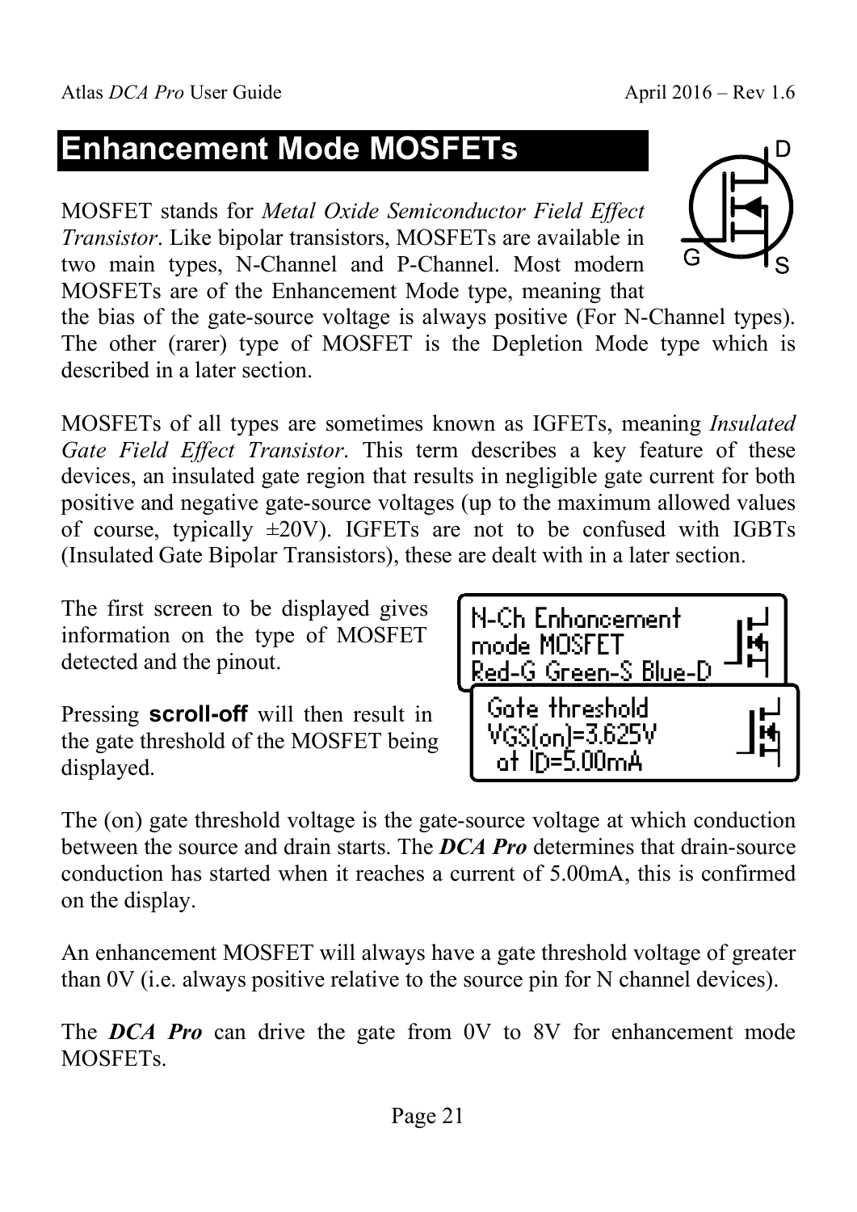# Enhancement Mode MOSFETs

MOSFET stands for *Metal Oxide Semiconductor Field Effect Transistor*. Like bipolar transistors, MOSFETs are available in two main types, N-Channel and P-Channel. Most modern MOSFETs are of the Enhancement Mode type, meaning that the bias of the gate-source voltage is always positive (For N-Channel types). The other (rarer) type of MOSFET is the Depletion Mode type which is described in a later section.

MOSFETs of all types are sometimes known as IGFETs, meaning *Insulated Gate Field Effect Transistor*. This term describes a key feature of these devices, an insulated gate region that results in negligible gate current for both positive and negative gate-source voltages (up to the maximum allowed values of course, typically ±20V). IGFETs are not to be confused with IGBTs (Insulated Gate Bipolar Transistors), these are dealt with in a later section.

The first screen to be displayed gives information on the type of MOSFET detected and the pinout.

```
N-Ch Enhancement
mode MOSFET
Red-G Green-S Blue-D
```

Pressing **scroll-off** will then result in the gate threshold of the MOSFET being displayed.

```
Gate threshold
VGS(on)=3.625V
 at ID=5.00mA
```

The (on) gate threshold voltage is the gate-source voltage at which conduction between the source and drain starts. The ***DCA Pro*** determines that drain-source conduction has started when it reaches a current of 5.00mA, this is confirmed on the display.

An enhancement MOSFET will always have a gate threshold voltage of greater than 0V (i.e. always positive relative to the source pin for N channel devices).

The ***DCA Pro*** can drive the gate from 0V to 8V for enhancement mode MOSFETs.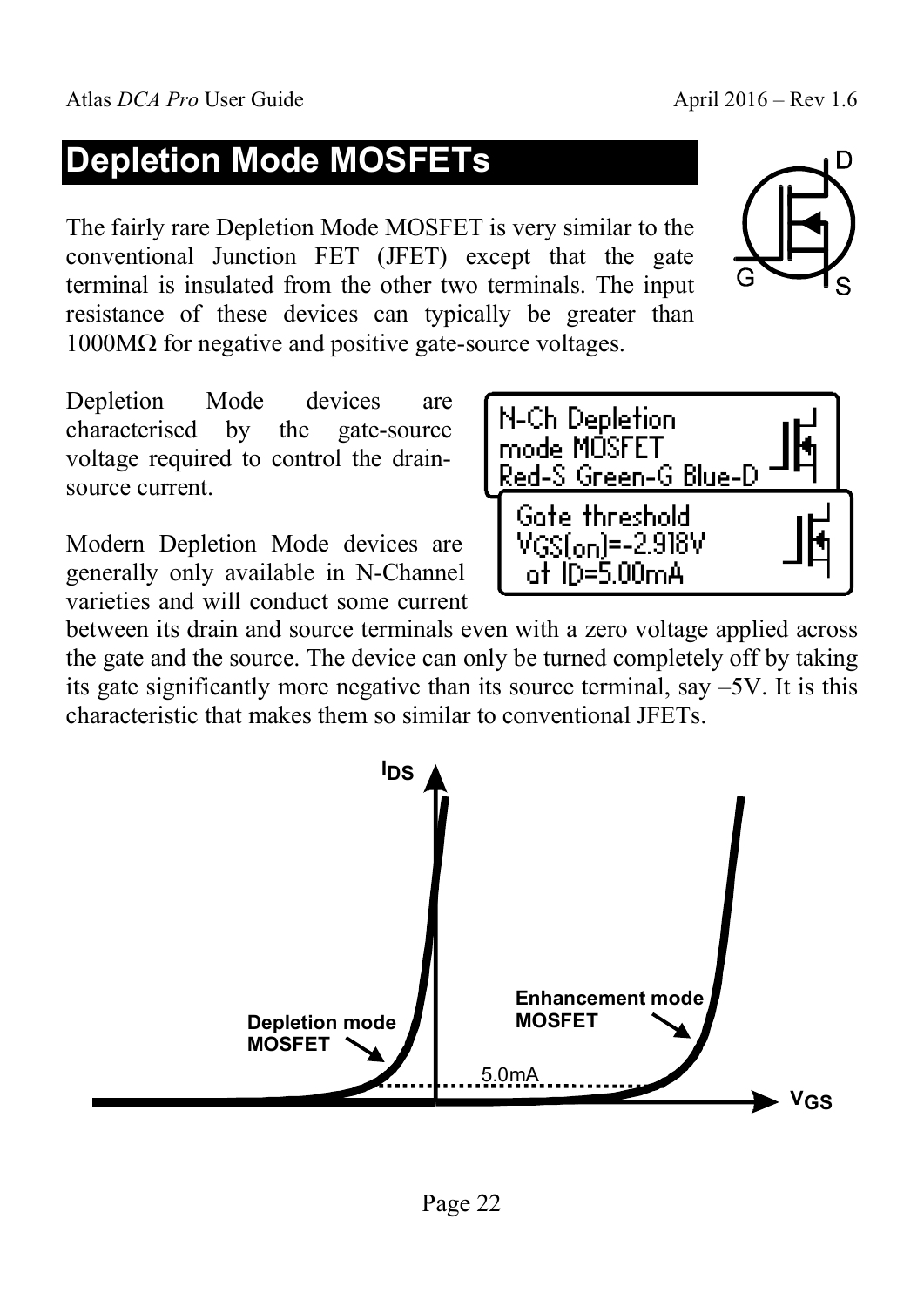# Depletion Mode MOSFETs

D

G S

The fairly rare Depletion Mode MOSFET is very similar to the conventional Junction FET (JFET) except that the gate terminal is insulated from the other two terminals. The input resistance of these devices can typically be greater than 1000MΩ for negative and positive gate-source voltages.

Depletion Mode devices are characterised by the gate-source voltage required to control the drain-source current.

N-Ch Depletion
mode MOSFET
Red-S Green-G Blue-D

Gate threshold
VGS(on)=-2.918V
at ID=5.00mA

Modern Depletion Mode devices are generally only available in N-Channel varieties and will conduct some current between its drain and source terminals even with a zero voltage applied across the gate and the source. The device can only be turned completely off by taking its gate significantly more negative than its source terminal, say –5V. It is this characteristic that makes them so similar to conventional JFETs.

$I_{DS}$

Enhancement mode MOSFET

Depletion mode MOSFET

5.0mA

$V_{GS}$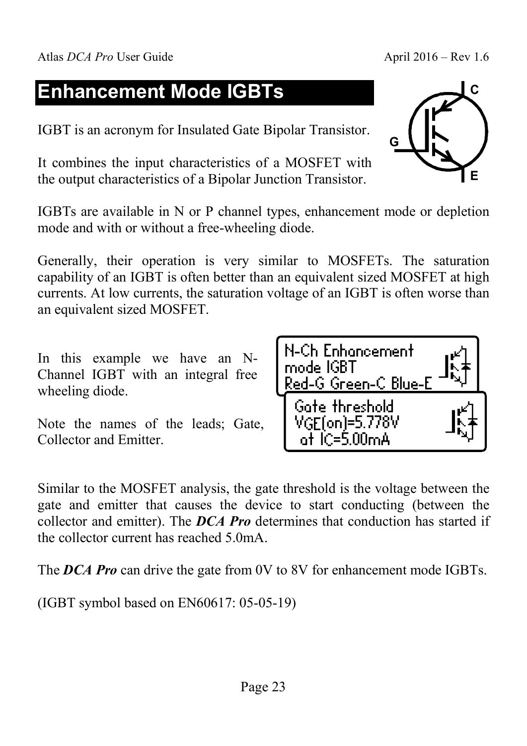# Enhancement Mode IGBTs

C

G

E

IGBT is an acronym for Insulated Gate Bipolar Transistor.

It combines the input characteristics of a MOSFET with the output characteristics of a Bipolar Junction Transistor.

IGBTs are available in N or P channel types, enhancement mode or depletion mode and with or without a free-wheeling diode.

Generally, their operation is very similar to MOSFETs. The saturation capability of an IGBT is often better than an equivalent sized MOSFET at high currents. At low currents, the saturation voltage of an IGBT is often worse than an equivalent sized MOSFET.

In this example we have an N-Channel IGBT with an integral free wheeling diode.

Note the names of the leads; Gate, Collector and Emitter.

```
N-Ch Enhancement
mode IGBT
Red-G Green-C Blue-E
```

```
Gate threshold
VGE(on)=5.778V
 at IC=5.00mA
```

Similar to the MOSFET analysis, the gate threshold is the voltage between the gate and emitter that causes the device to start conducting (between the collector and emitter). The ***DCA Pro*** determines that conduction has started if the collector current has reached 5.0mA.

The ***DCA Pro*** can drive the gate from 0V to 8V for enhancement mode IGBTs.

(IGBT symbol based on EN60617: 05-05-19)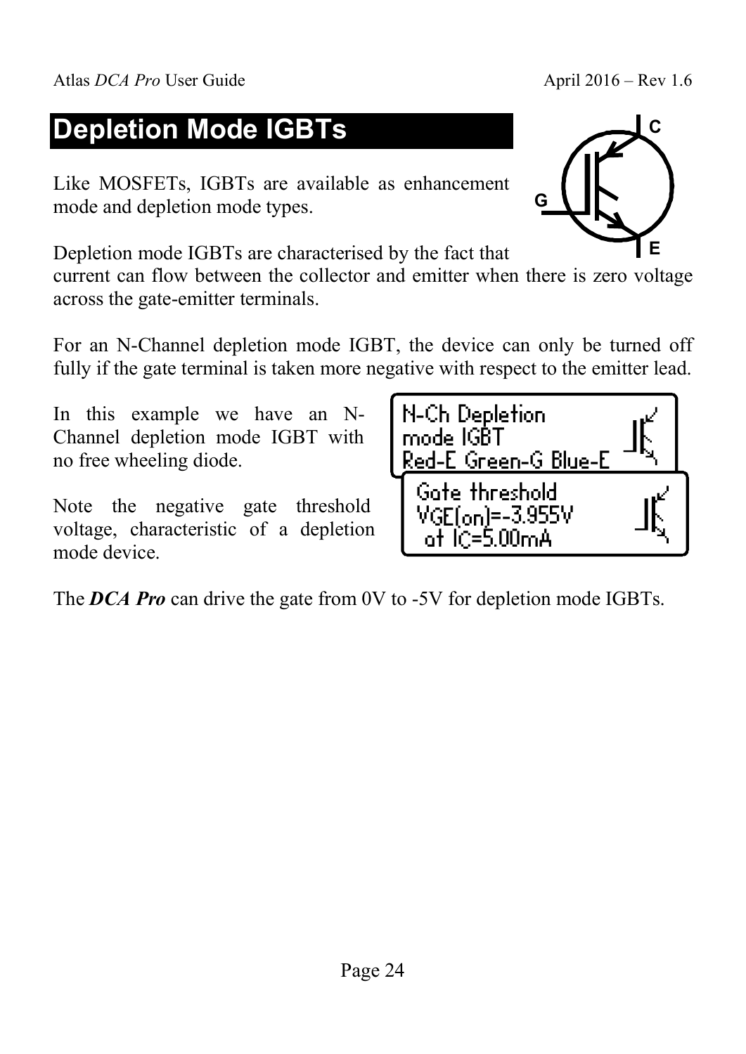# Depletion Mode IGBTs

Like MOSFETs, IGBTs are available as enhancement mode and depletion mode types.

Depletion mode IGBTs are characterised by the fact that current can flow between the collector and emitter when there is zero voltage across the gate-emitter terminals.

For an N-Channel depletion mode IGBT, the device can only be turned off fully if the gate terminal is taken more negative with respect to the emitter lead.

In this example we have an N-Channel depletion mode IGBT with no free wheeling diode.

Note the negative gate threshold voltage, characteristic of a depletion mode device.

N-Ch Depletion
mode IGBT
Red-E Green-G Blue-E

Gate threshold
VGE(on)=-3.955V
at IC=5.00mA

The ***DCA Pro*** can drive the gate from 0V to -5V for depletion mode IGBTs.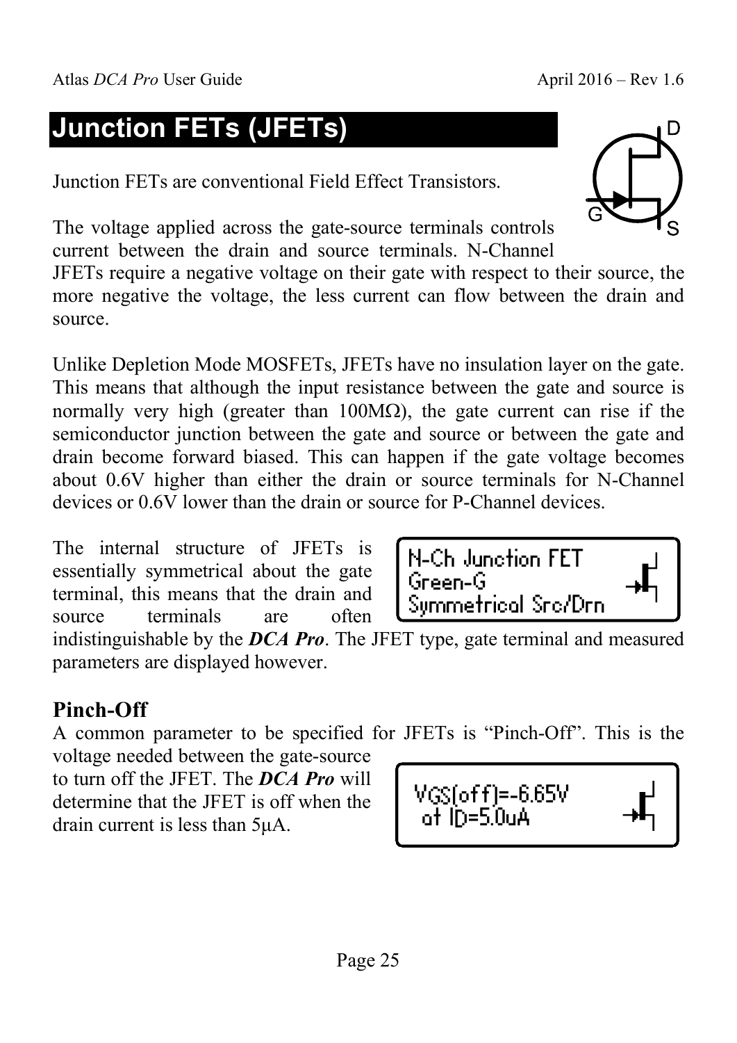# Junction FETs (JFETs)

Junction FETs are conventional Field Effect Transistors.

The voltage applied across the gate-source terminals controls current between the drain and source terminals. N-Channel JFETs require a negative voltage on their gate with respect to their source, the more negative the voltage, the less current can flow between the drain and source.

Unlike Depletion Mode MOSFETs, JFETs have no insulation layer on the gate. This means that although the input resistance between the gate and source is normally very high (greater than 100MΩ), the gate current can rise if the semiconductor junction between the gate and source or between the gate and drain become forward biased. This can happen if the gate voltage becomes about 0.6V higher than either the drain or source terminals for N-Channel devices or 0.6V lower than the drain or source for P-Channel devices.

The internal structure of JFETs is essentially symmetrical about the gate terminal, this means that the drain and source terminals are often indistinguishable by the ***DCA Pro***. The JFET type, gate terminal and measured parameters are displayed however.

```
N-Ch Junction FET
Green-G
Symmetrical Src/Drn
```

## Pinch-Off

A common parameter to be specified for JFETs is "Pinch-Off". This is the voltage needed between the gate-source to turn off the JFET. The ***DCA Pro*** will determine that the JFET is off when the drain current is less than 5μA.

```
VGS(off)=-6.65V
 at ID=5.0uA
```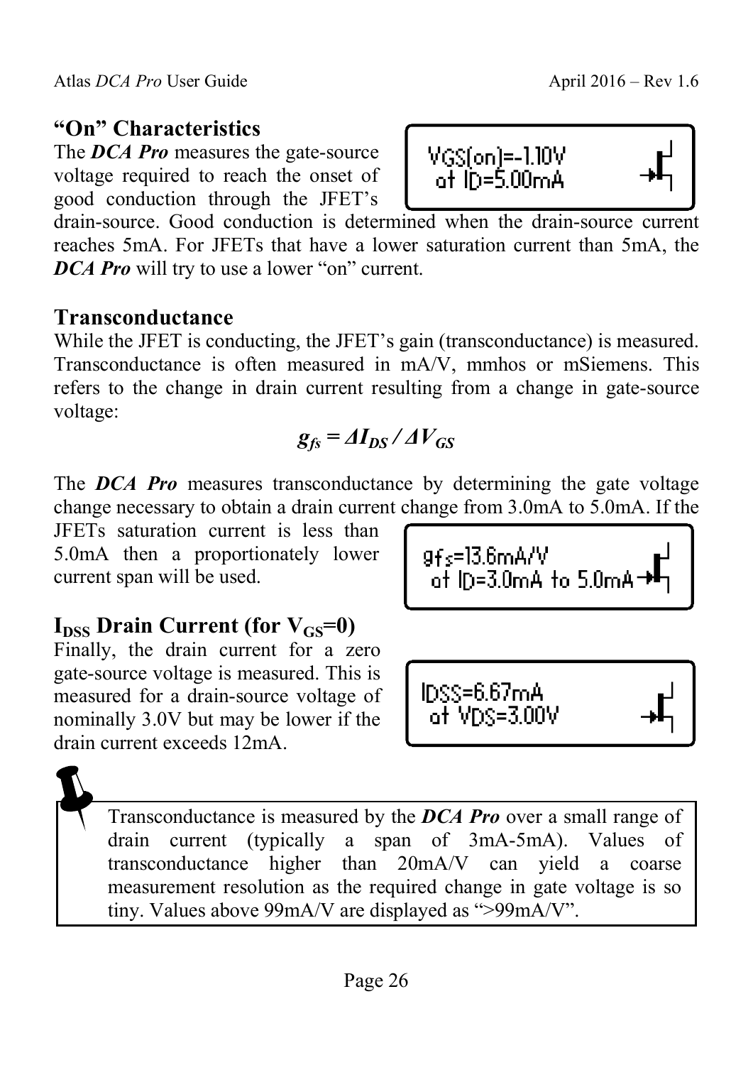## "On" Characteristics

The ***DCA Pro*** measures the gate-source voltage required to reach the onset of good conduction through the JFET's drain-source. Good conduction is determined when the drain-source current reaches 5mA. For JFETs that have a lower saturation current than 5mA, the ***DCA Pro*** will try to use a lower "on" current.

VGS(on)=-1.10V
at ID=5.00mA

## Transconductance

While the JFET is conducting, the JFET's gain (transconductance) is measured. Transconductance is often measured in mA/V, mmhos or mSiemens. This refers to the change in drain current resulting from a change in gate-source voltage:

$$g_{fs} = \Delta I_{DS} / \Delta V_{GS}$$

The ***DCA Pro*** measures transconductance by determining the gate voltage change necessary to obtain a drain current change from 3.0mA to 5.0mA. If the JFETs saturation current is less than 5.0mA then a proportionately lower current span will be used.

gfs=13.6mA/V
at ID=3.0mA to 5.0mA

## $I_{DSS}$ Drain Current (for $V_{GS}$=0)

Finally, the drain current for a zero gate-source voltage is measured. This is measured for a drain-source voltage of nominally 3.0V but may be lower if the drain current exceeds 12mA.

IDSS=6.67mA
at VDS=3.00V

> Transconductance is measured by the ***DCA Pro*** over a small range of drain current (typically a span of 3mA-5mA). Values of transconductance higher than 20mA/V can yield a coarse measurement resolution as the required change in gate voltage is so tiny. Values above 99mA/V are displayed as ">99mA/V".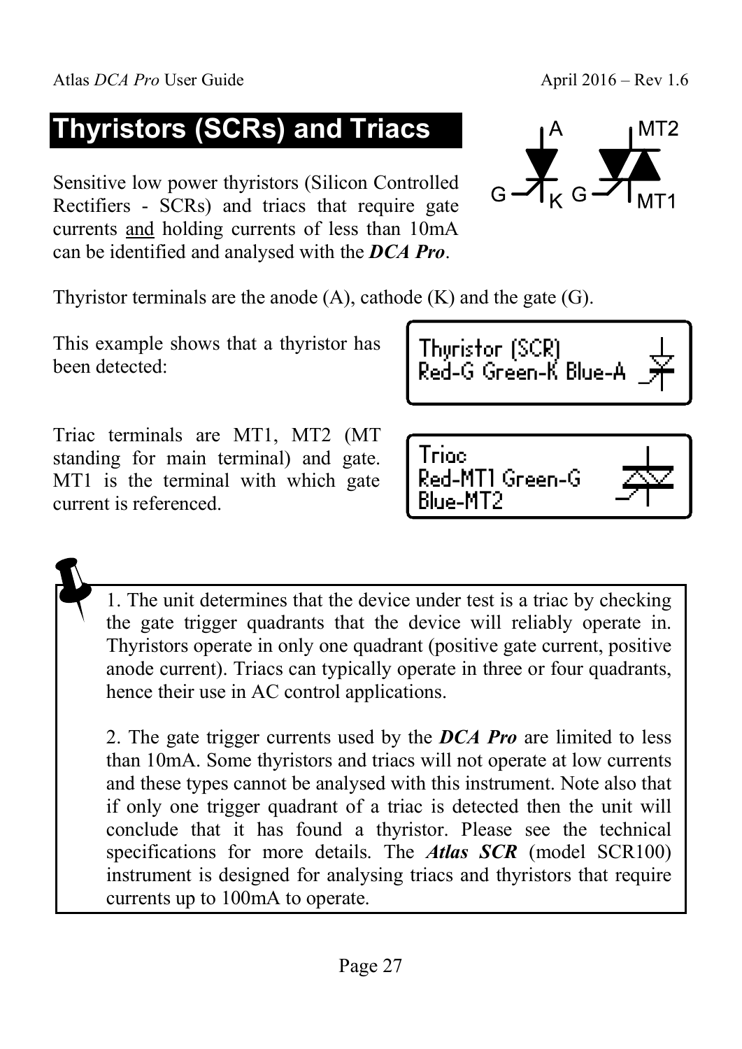# Thyristors (SCRs) and Triacs

A MT2

G K G MT1

Sensitive low power thyristors (Silicon Controlled Rectifiers - SCRs) and triacs that require gate currents and holding currents of less than 10mA can be identified and analysed with the ***DCA Pro***.

Thyristor terminals are the anode (A), cathode (K) and the gate (G).

This example shows that a thyristor has been detected:

```
Thyristor (SCR)
Red-G Green-K Blue-A
```

Triac terminals are MT1, MT2 (MT standing for main terminal) and gate. MT1 is the terminal with which gate current is referenced.

```
Triac
Red-MT1 Green-G
Blue-MT2
```

1. The unit determines that the device under test is a triac by checking the gate trigger quadrants that the device will reliably operate in. Thyristors operate in only one quadrant (positive gate current, positive anode current). Triacs can typically operate in three or four quadrants, hence their use in AC control applications.

2. The gate trigger currents used by the ***DCA Pro*** are limited to less than 10mA. Some thyristors and triacs will not operate at low currents and these types cannot be analysed with this instrument. Note also that if only one trigger quadrant of a triac is detected then the unit will conclude that it has found a thyristor. Please see the technical specifications for more details. The ***Atlas SCR*** (model SCR100) instrument is designed for analysing triacs and thyristors that require currents up to 100mA to operate.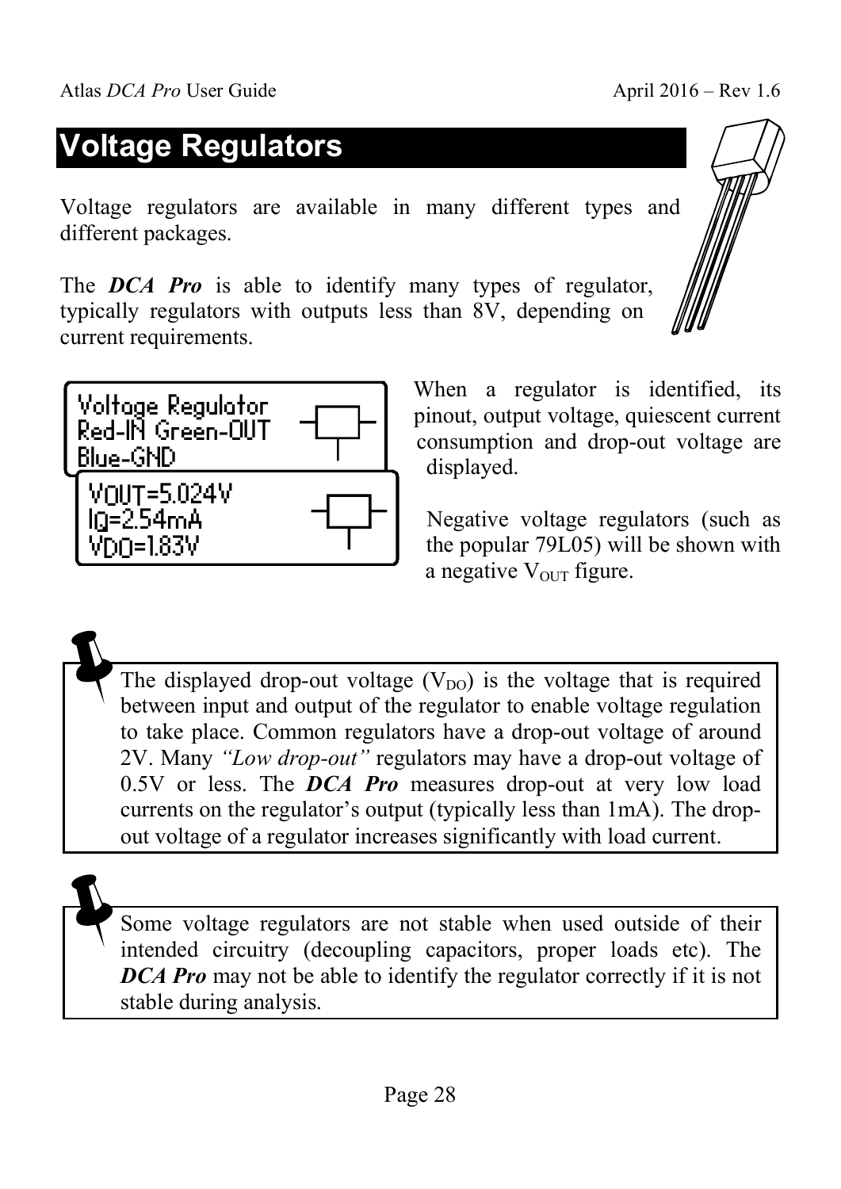# Voltage Regulators

Voltage regulators are available in many different types and different packages.

The ***DCA Pro*** is able to identify many types of regulator, typically regulators with outputs less than 8V, depending on current requirements.

Voltage Regulator
Red-IN Green-OUT
Blue-GND

VOUT=5.024V
IQ=2.54mA
VDO=1.83V

When a regulator is identified, its pinout, output voltage, quiescent current consumption and drop-out voltage are displayed.

Negative voltage regulators (such as the popular 79L05) will be shown with a negative $V_{OUT}$ figure.

> The displayed drop-out voltage ($V_{DO}$) is the voltage that is required between input and output of the regulator to enable voltage regulation to take place. Common regulators have a drop-out voltage of around 2V. Many *"Low drop-out"* regulators may have a drop-out voltage of 0.5V or less. The ***DCA Pro*** measures drop-out at very low load currents on the regulator's output (typically less than 1mA). The drop-out voltage of a regulator increases significantly with load current.

> Some voltage regulators are not stable when used outside of their intended circuitry (decoupling capacitors, proper loads etc). The ***DCA Pro*** may not be able to identify the regulator correctly if it is not stable during analysis.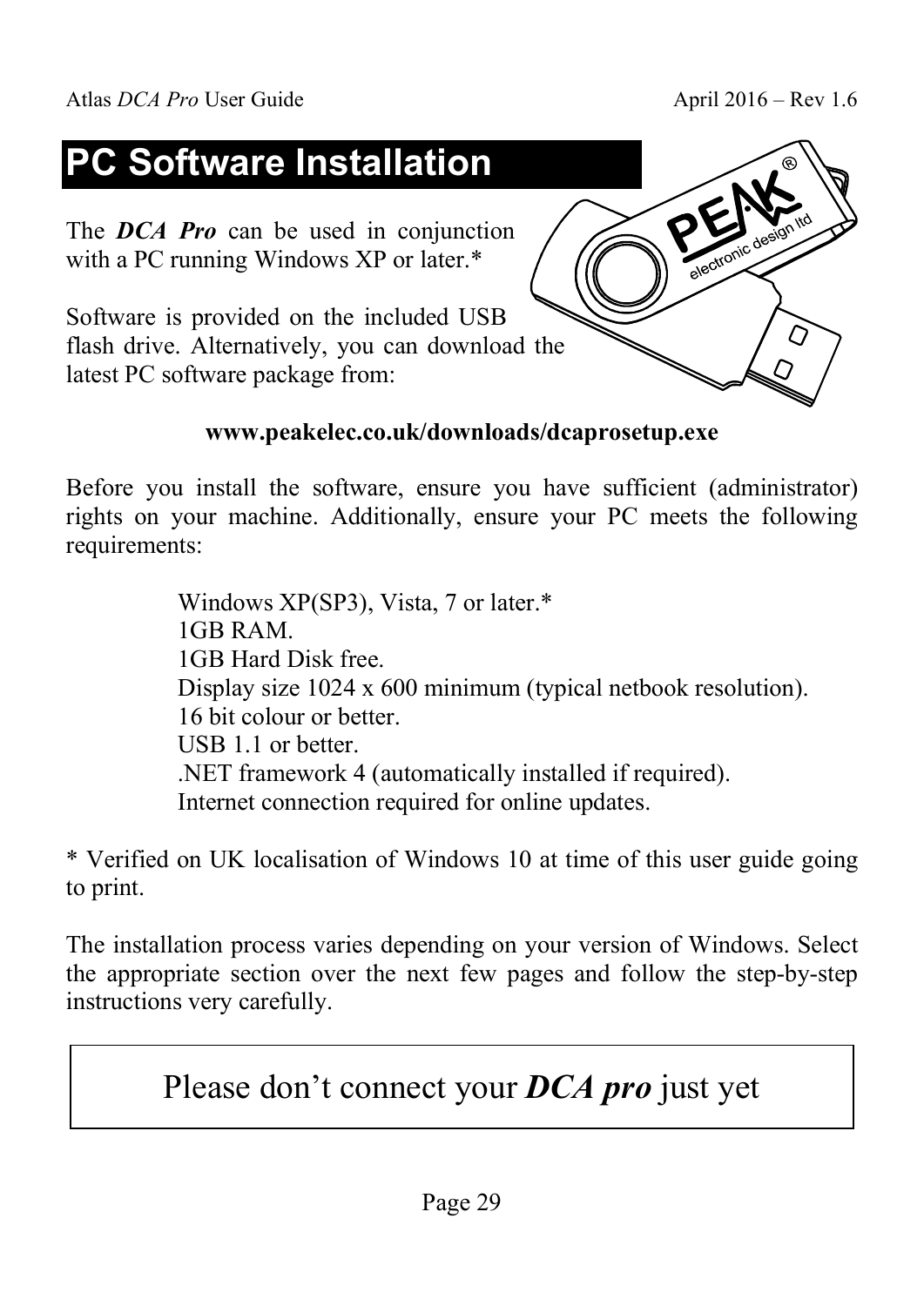# PC Software Installation

The ***DCA Pro*** can be used in conjunction with a PC running Windows XP or later.*

Software is provided on the included USB flash drive. Alternatively, you can download the latest PC software package from:

**www.peakelec.co.uk/downloads/dcaprosetup.exe**

Before you install the software, ensure you have sufficient (administrator) rights on your machine. Additionally, ensure your PC meets the following requirements:

Windows XP(SP3), Vista, 7 or later.*
1GB RAM.
1GB Hard Disk free.
Display size 1024 x 600 minimum (typical netbook resolution).
16 bit colour or better.
USB 1.1 or better.
.NET framework 4 (automatically installed if required).
Internet connection required for online updates.

* Verified on UK localisation of Windows 10 at time of this user guide going to print.

The installation process varies depending on your version of Windows. Select the appropriate section over the next few pages and follow the step-by-step instructions very carefully.

Please don't connect your ***DCA pro*** just yet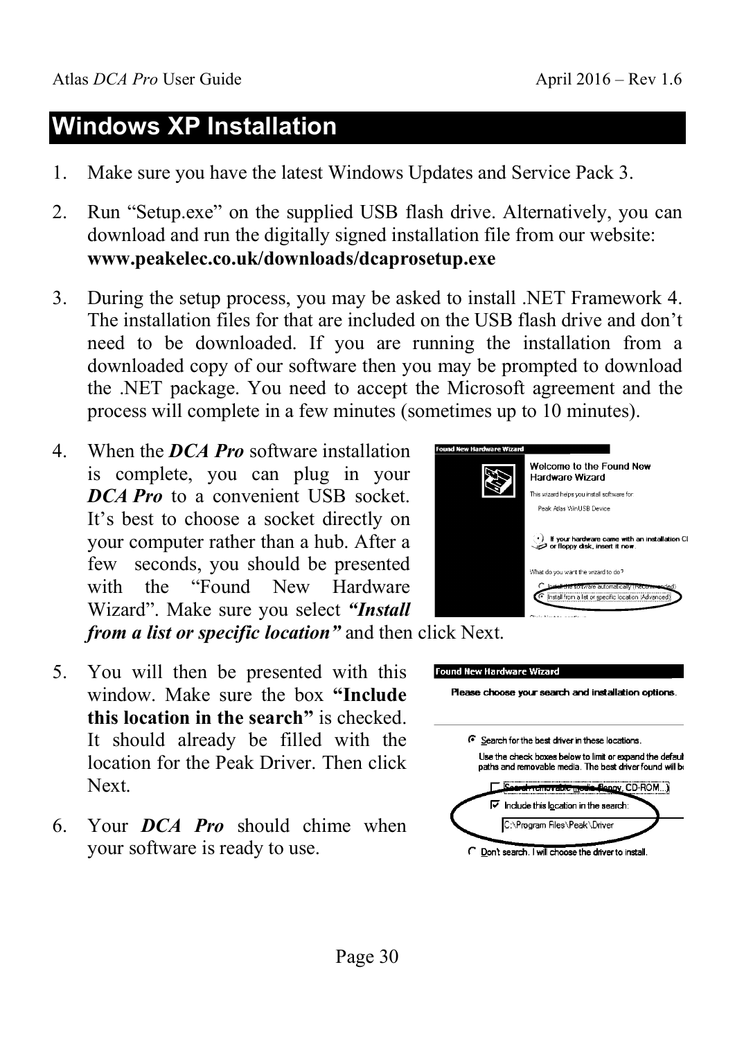# Windows XP Installation

1. Make sure you have the latest Windows Updates and Service Pack 3.

2. Run "Setup.exe" on the supplied USB flash drive. Alternatively, you can download and run the digitally signed installation file from our website: **www.peakelec.co.uk/downloads/dcaprosetup.exe**

3. During the setup process, you may be asked to install .NET Framework 4. The installation files for that are included on the USB flash drive and don't need to be downloaded. If you are running the installation from a downloaded copy of our software then you may be prompted to download the .NET package. You need to accept the Microsoft agreement and the process will complete in a few minutes (sometimes up to 10 minutes).

4. When the ***DCA Pro*** software installation is complete, you can plug in your ***DCA Pro*** to a convenient USB socket. It's best to choose a socket directly on your computer rather than a hub. After a few seconds, you should be presented with the "Found New Hardware Wizard". Make sure you select ***"Install from a list or specific location"*** and then click Next.

5. You will then be presented with this window. Make sure the box **"Include this location in the search"** is checked. It should already be filled with the location for the Peak Driver. Then click Next.

6. Your ***DCA Pro*** should chime when your software is ready to use.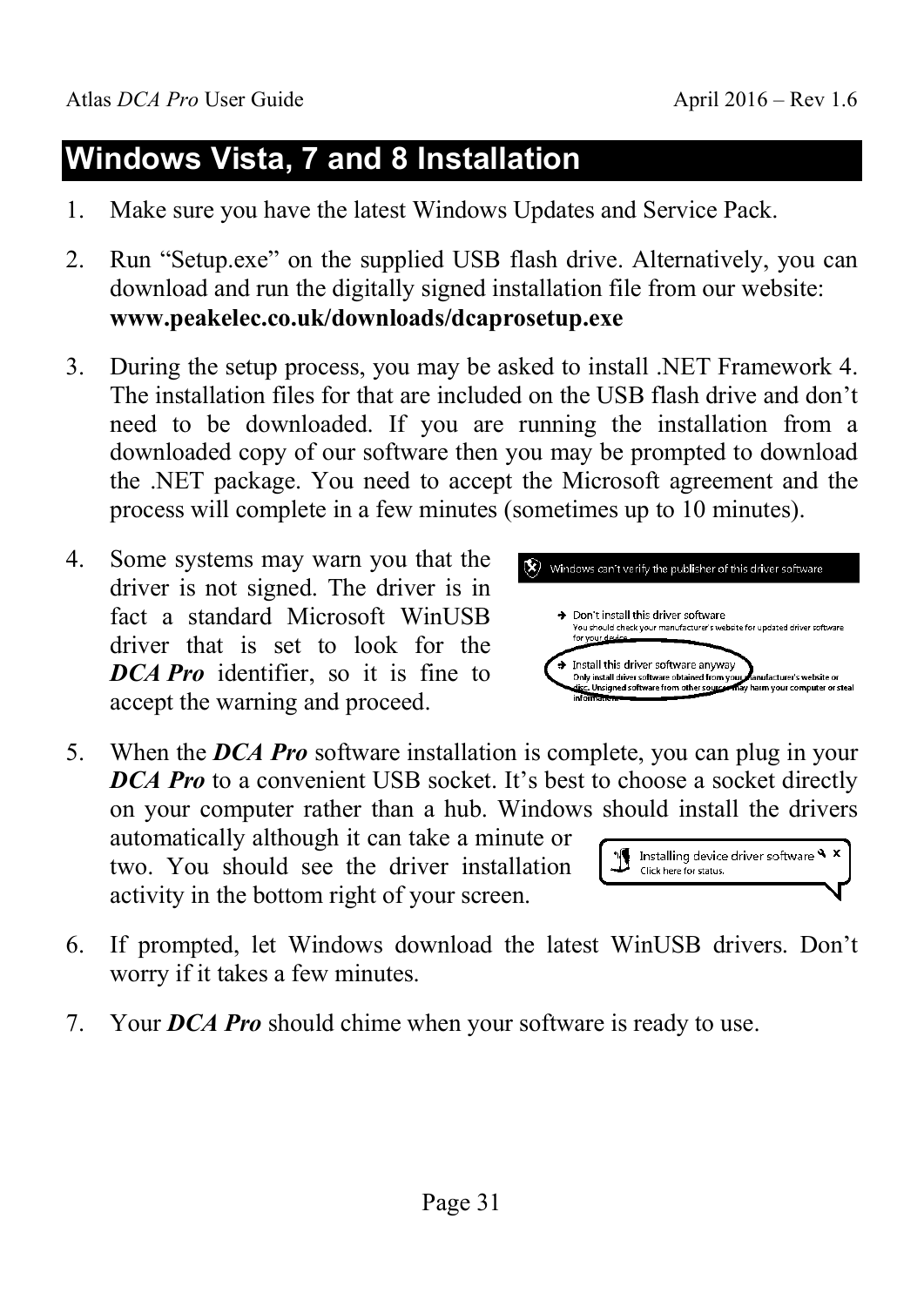## Windows Vista, 7 and 8 Installation

1. Make sure you have the latest Windows Updates and Service Pack.

2. Run "Setup.exe" on the supplied USB flash drive. Alternatively, you can download and run the digitally signed installation file from our website: **www.peakelec.co.uk/downloads/dcaprosetup.exe**

3. During the setup process, you may be asked to install .NET Framework 4. The installation files for that are included on the USB flash drive and don't need to be downloaded. If you are running the installation from a downloaded copy of our software then you may be prompted to download the .NET package. You need to accept the Microsoft agreement and the process will complete in a few minutes (sometimes up to 10 minutes).

4. Some systems may warn you that the driver is not signed. The driver is in fact a standard Microsoft WinUSB driver that is set to look for the ***DCA Pro*** identifier, so it is fine to accept the warning and proceed.

5. When the ***DCA Pro*** software installation is complete, you can plug in your ***DCA Pro*** to a convenient USB socket. It's best to choose a socket directly on your computer rather than a hub. Windows should install the drivers automatically although it can take a minute or two. You should see the driver installation activity in the bottom right of your screen.

6. If prompted, let Windows download the latest WinUSB drivers. Don't worry if it takes a few minutes.

7. Your ***DCA Pro*** should chime when your software is ready to use.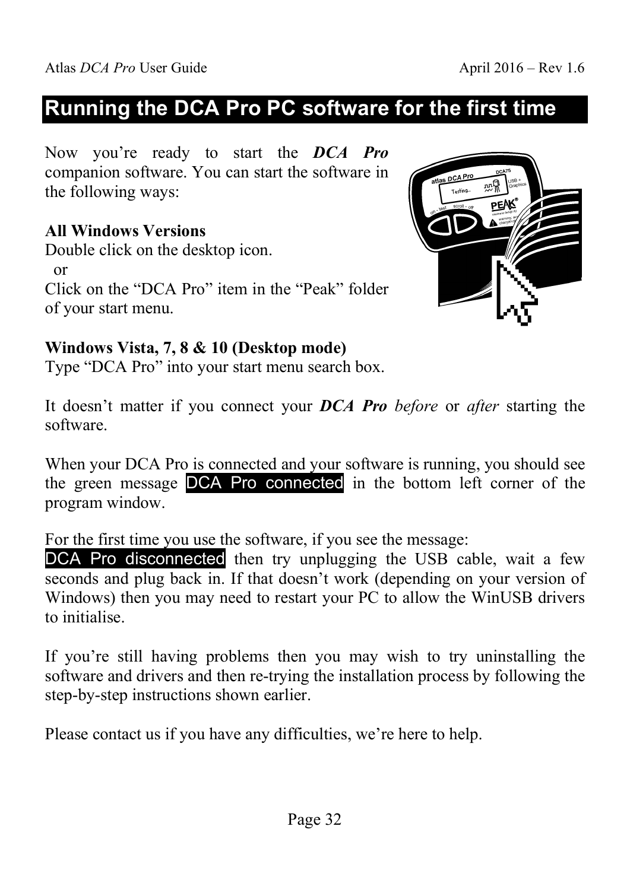# Running the DCA Pro PC software for the first time

Now you're ready to start the ***DCA Pro*** companion software. You can start the software in the following ways:

**All Windows Versions**
Double click on the desktop icon.
or
Click on the "DCA Pro" item in the "Peak" folder of your start menu.

**Windows Vista, 7, 8 & 10 (Desktop mode)**
Type "DCA Pro" into your start menu search box.

It doesn't matter if you connect your ***DCA Pro*** *before* or *after* starting the software.

When your DCA Pro is connected and your software is running, you should see the green message DCA Pro connected in the bottom left corner of the program window.

For the first time you use the software, if you see the message:
DCA Pro disconnected then try unplugging the USB cable, wait a few seconds and plug back in. If that doesn't work (depending on your version of Windows) then you may need to restart your PC to allow the WinUSB drivers to initialise.

If you're still having problems then you may wish to try uninstalling the software and drivers and then re-trying the installation process by following the step-by-step instructions shown earlier.

Please contact us if you have any difficulties, we're here to help.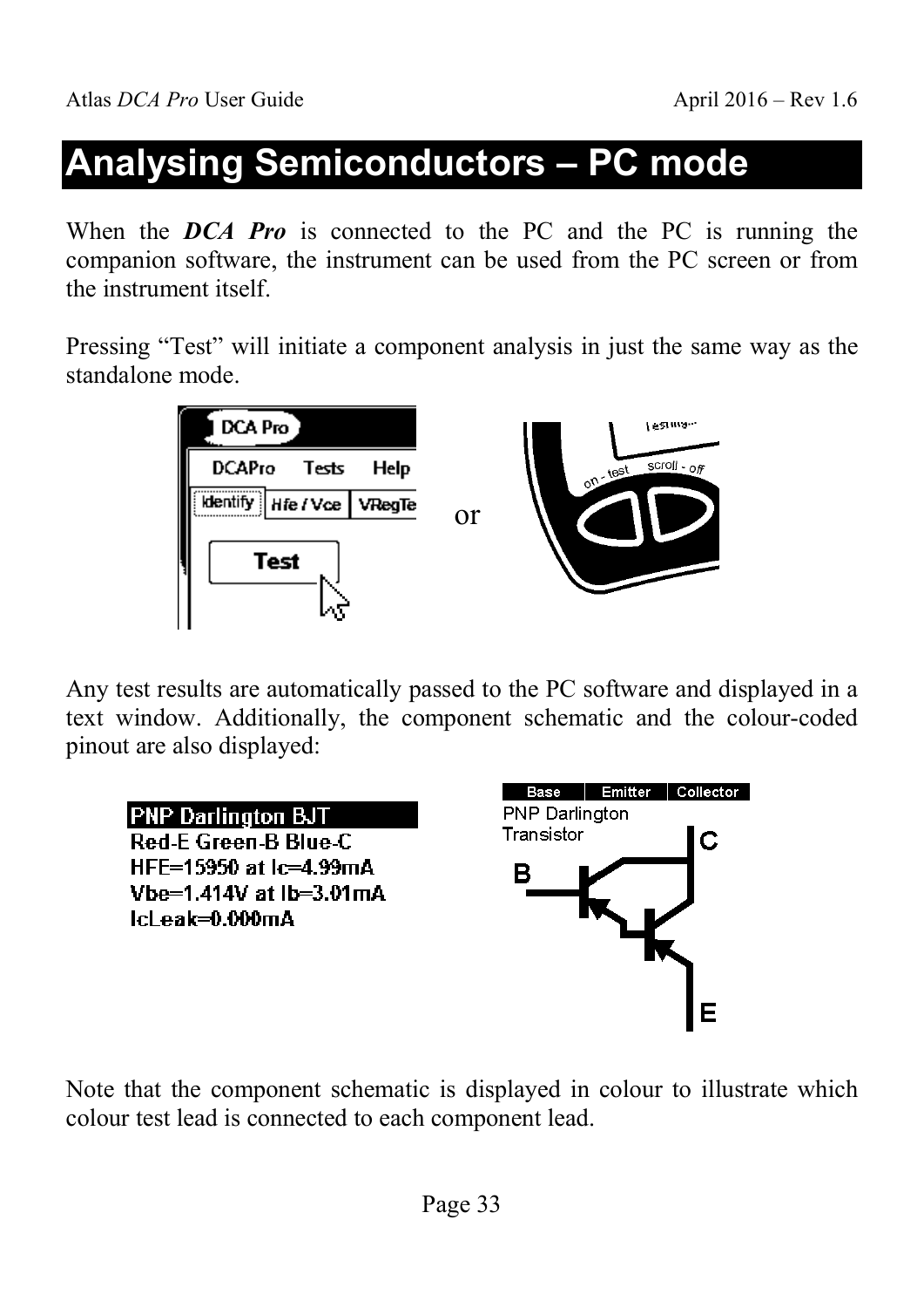# Analysing Semiconductors – PC mode

When the ***DCA Pro*** is connected to the PC and the PC is running the companion software, the instrument can be used from the PC screen or from the instrument itself.

Pressing "Test" will initiate a component analysis in just the same way as the standalone mode.

or

Any test results are automatically passed to the PC software and displayed in a text window. Additionally, the component schematic and the colour-coded pinout are also displayed:

Note that the component schematic is displayed in colour to illustrate which colour test lead is connected to each component lead.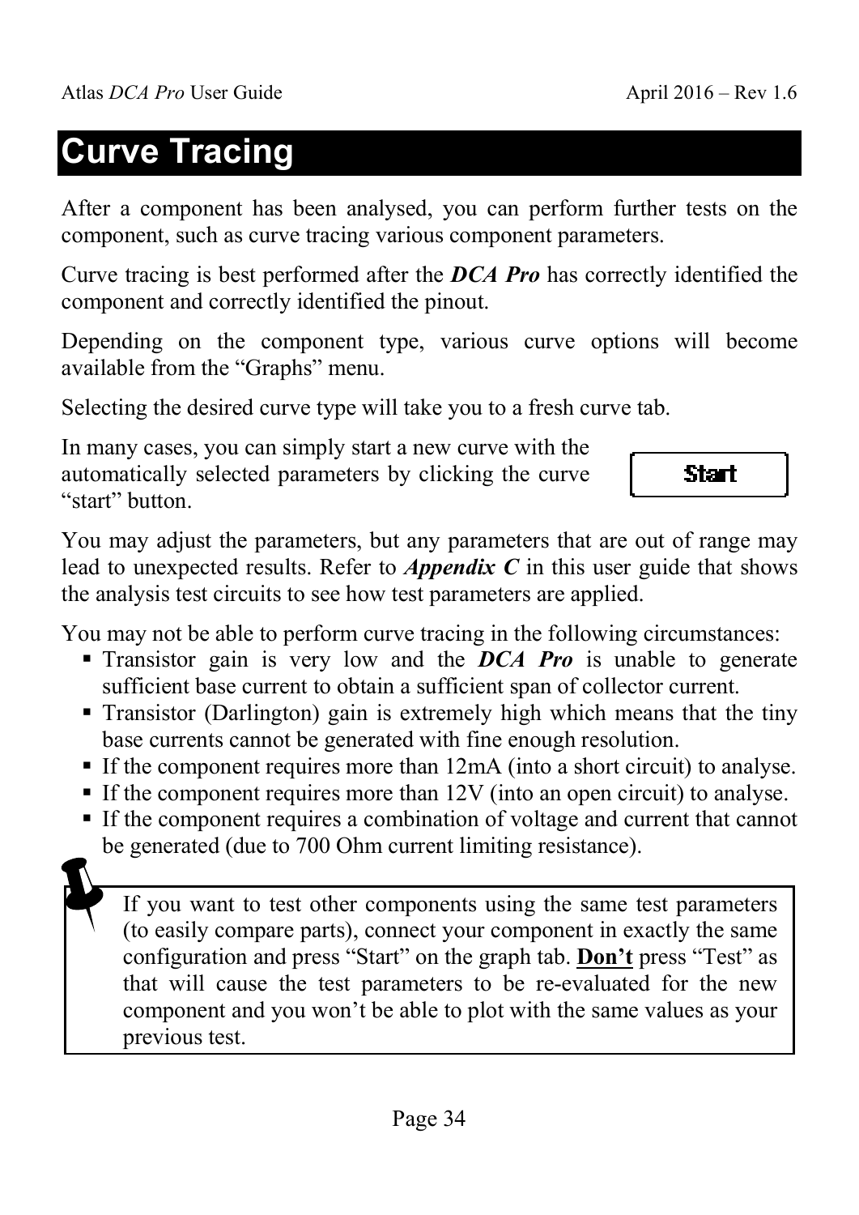# Curve Tracing

After a component has been analysed, you can perform further tests on the component, such as curve tracing various component parameters.

Curve tracing is best performed after the ***DCA Pro*** has correctly identified the component and correctly identified the pinout.

Depending on the component type, various curve options will become available from the “Graphs” menu.

Selecting the desired curve type will take you to a fresh curve tab.

In many cases, you can simply start a new curve with the automatically selected parameters by clicking the curve “start” button.

Start

You may adjust the parameters, but any parameters that are out of range may lead to unexpected results. Refer to ***Appendix C*** in this user guide that shows the analysis test circuits to see how test parameters are applied.

You may not be able to perform curve tracing in the following circumstances:

- Transistor gain is very low and the ***DCA Pro*** is unable to generate sufficient base current to obtain a sufficient span of collector current.
- Transistor (Darlington) gain is extremely high which means that the tiny base currents cannot be generated with fine enough resolution.
- If the component requires more than 12mA (into a short circuit) to analyse.
- If the component requires more than 12V (into an open circuit) to analyse.
- If the component requires a combination of voltage and current that cannot be generated (due to 700 Ohm current limiting resistance).

> If you want to test other components using the same test parameters (to easily compare parts), connect your component in exactly the same configuration and press “Start” on the graph tab. **Don’t** press “Test” as that will cause the test parameters to be re-evaluated for the new component and you won’t be able to plot with the same values as your previous test.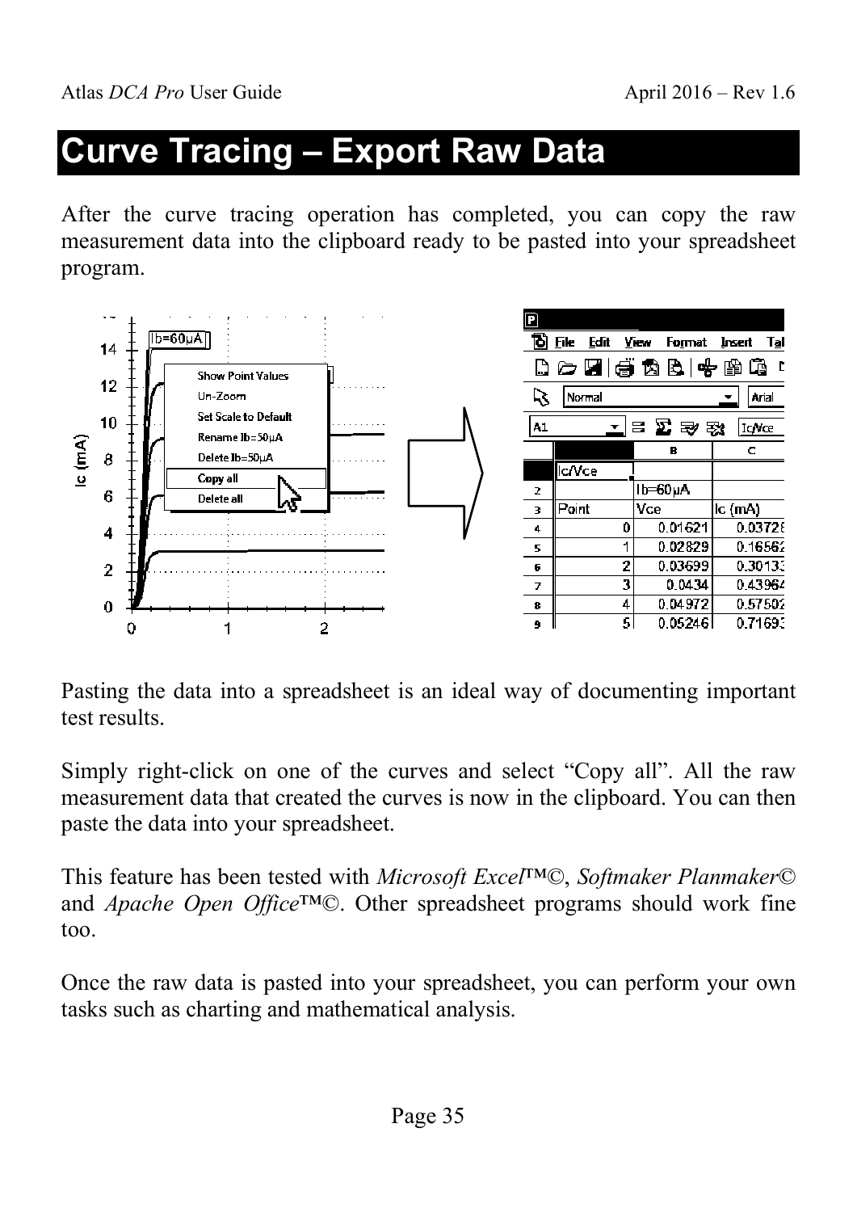# Curve Tracing – Export Raw Data

After the curve tracing operation has completed, you can copy the raw measurement data into the clipboard ready to be pasted into your spreadsheet program.

Pasting the data into a spreadsheet is an ideal way of documenting important test results.

Simply right-click on one of the curves and select "Copy all". All the raw measurement data that created the curves is now in the clipboard. You can then paste the data into your spreadsheet.

This feature has been tested with *Microsoft Excel*™©, *Softmaker Planmaker*© and *Apache Open Office*™©. Other spreadsheet programs should work fine too.

Once the raw data is pasted into your spreadsheet, you can perform your own tasks such as charting and mathematical analysis.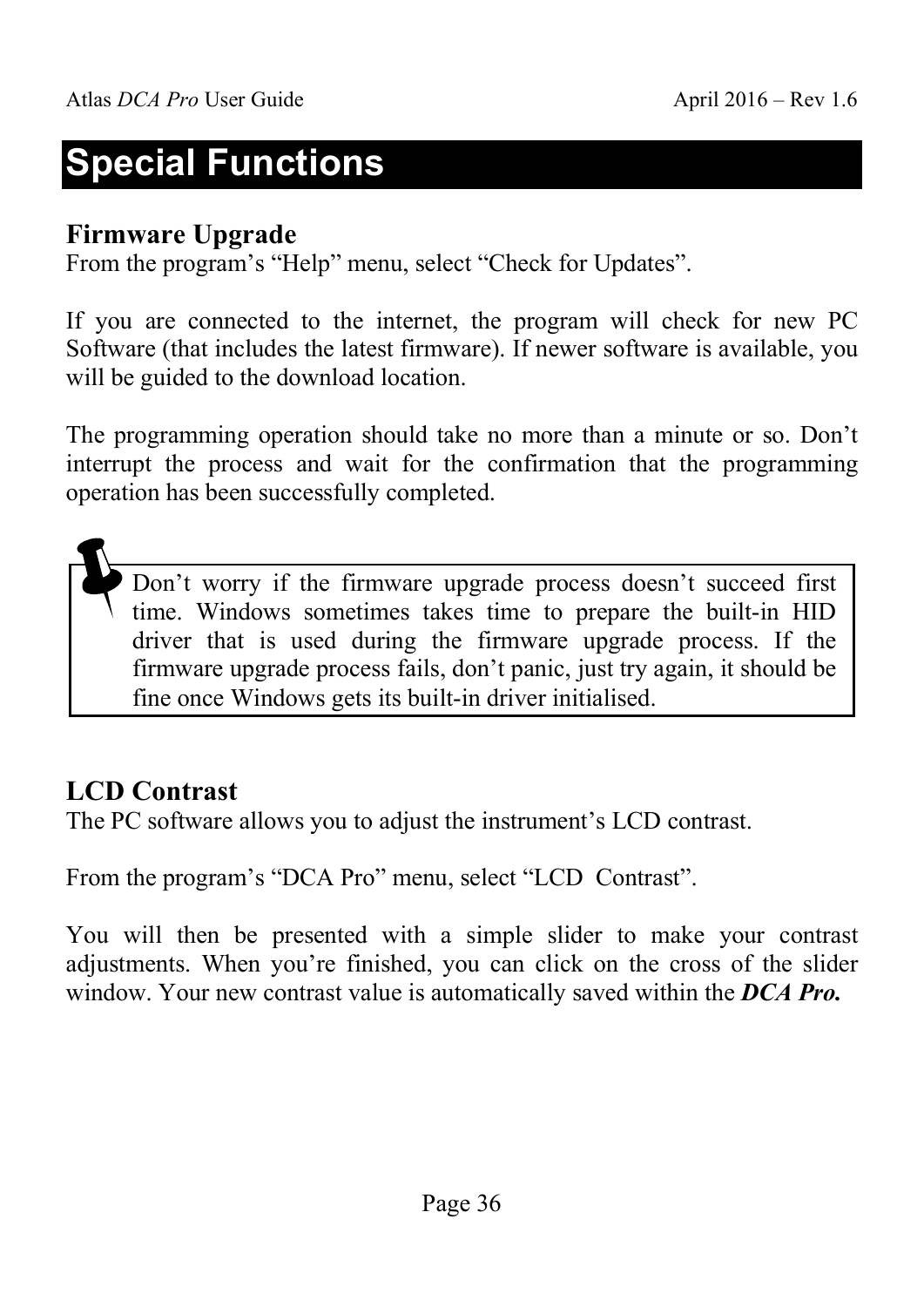# Special Functions

## Firmware Upgrade

From the program's "Help" menu, select "Check for Updates".

If you are connected to the internet, the program will check for new PC Software (that includes the latest firmware). If newer software is available, you will be guided to the download location.

The programming operation should take no more than a minute or so. Don't interrupt the process and wait for the confirmation that the programming operation has been successfully completed.

> Don't worry if the firmware upgrade process doesn't succeed first time. Windows sometimes takes time to prepare the built-in HID driver that is used during the firmware upgrade process. If the firmware upgrade process fails, don't panic, just try again, it should be fine once Windows gets its built-in driver initialised.

## LCD Contrast

The PC software allows you to adjust the instrument's LCD contrast.

From the program's "DCA Pro" menu, select "LCD  Contrast".

You will then be presented with a simple slider to make your contrast adjustments. When you're finished, you can click on the cross of the slider window. Your new contrast value is automatically saved within the ***DCA Pro.***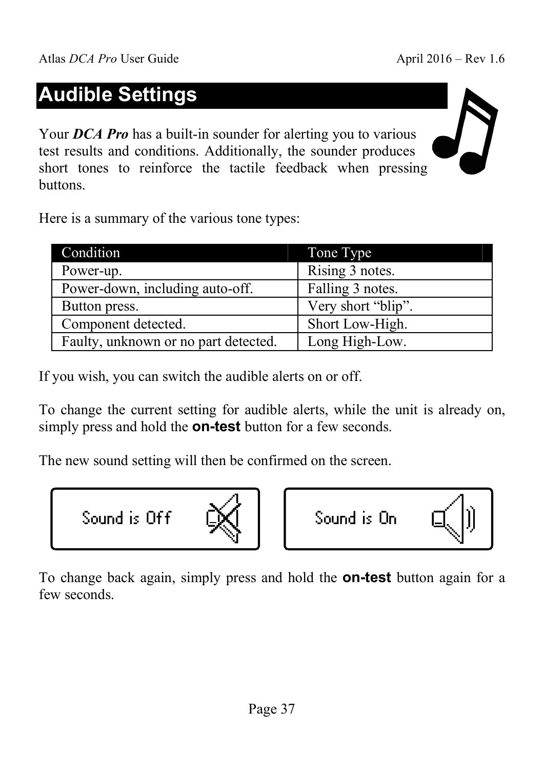## Audible Settings

Your ***DCA Pro*** has a built-in sounder for alerting you to various test results and conditions. Additionally, the sounder produces short tones to reinforce the tactile feedback when pressing buttons.

Here is a summary of the various tone types:

| Condition | Tone Type |
|---|---|
| Power-up. | Rising 3 notes. |
| Power-down, including auto-off. | Falling 3 notes. |
| Button press. | Very short "blip". |
| Component detected. | Short Low-High. |
| Faulty, unknown or no part detected. | Long High-Low. |

If you wish, you can switch the audible alerts on or off.

To change the current setting for audible alerts, while the unit is already on, simply press and hold the **on-test** button for a few seconds.

The new sound setting will then be confirmed on the screen.

Sound is Off

Sound is On

To change back again, simply press and hold the **on-test** button again for a few seconds.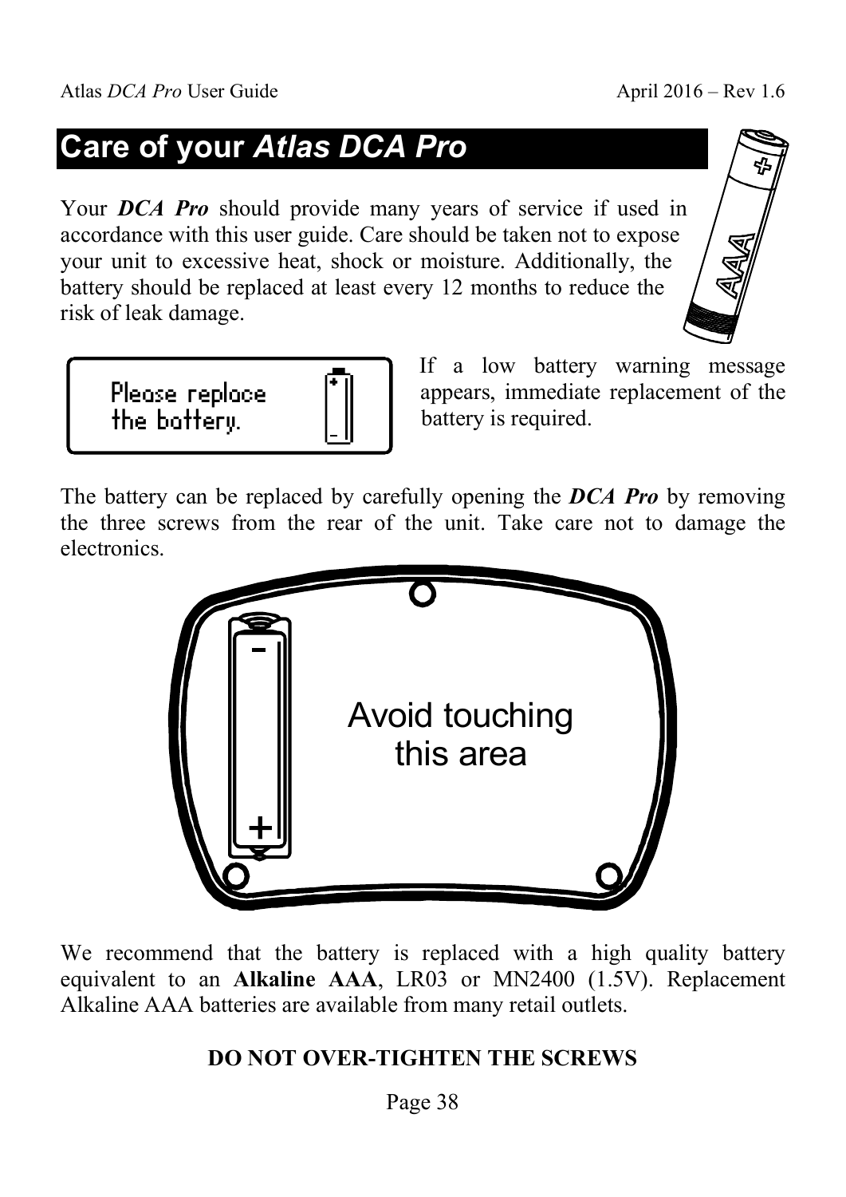# Care of your *Atlas DCA Pro*

Your ***DCA Pro*** should provide many years of service if used in accordance with this user guide. Care should be taken not to expose your unit to excessive heat, shock or moisture. Additionally, the battery should be replaced at least every 12 months to reduce the risk of leak damage.

If a low battery warning message appears, immediate replacement of the battery is required.

The battery can be replaced by carefully opening the ***DCA Pro*** by removing the three screws from the rear of the unit. Take care not to damage the electronics.

We recommend that the battery is replaced with a high quality battery equivalent to an **Alkaline AAA**, LR03 or MN2400 (1.5V). Replacement Alkaline AAA batteries are available from many retail outlets.

**DO NOT OVER-TIGHTEN THE SCREWS**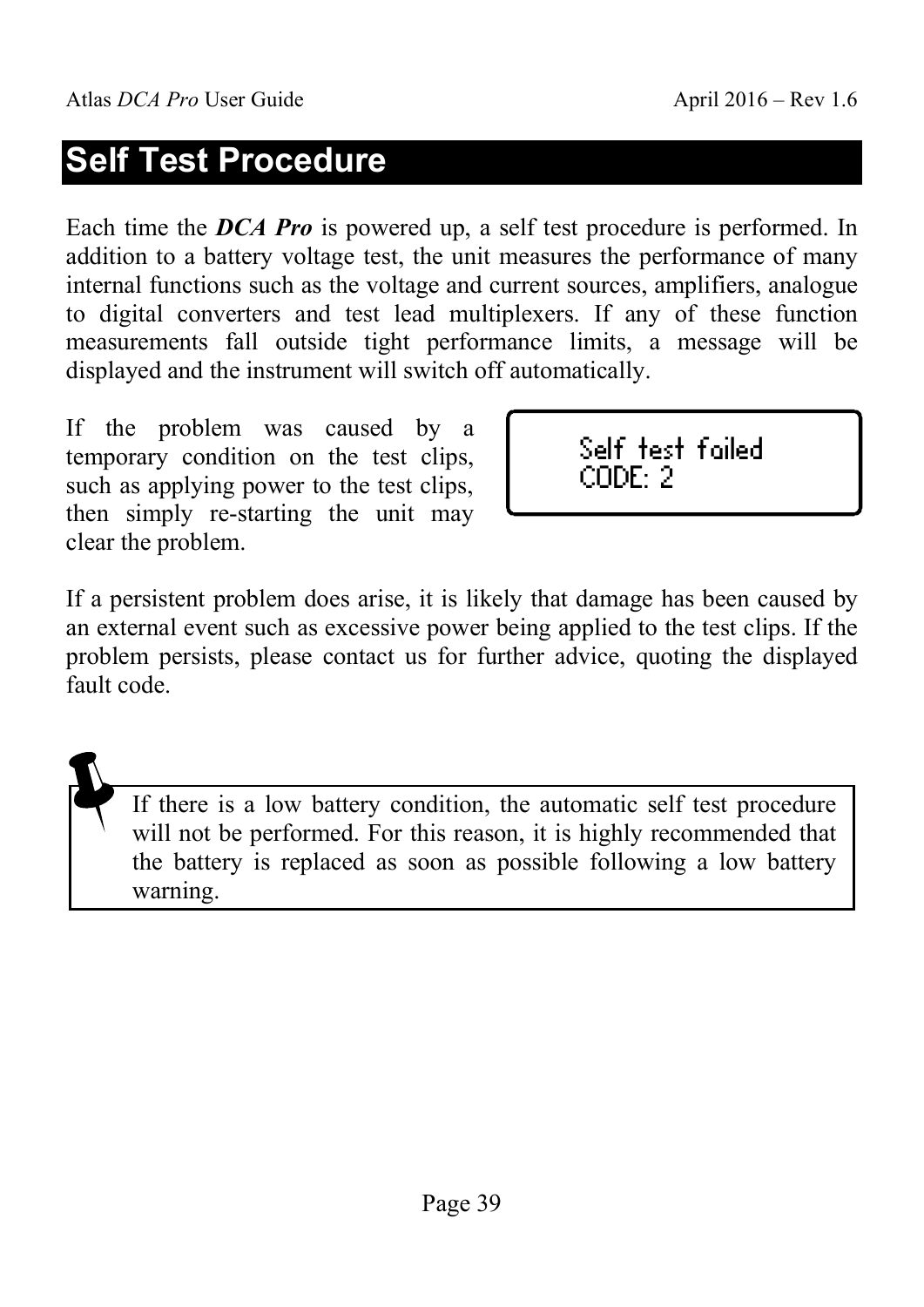# Self Test Procedure

Each time the ***DCA Pro*** is powered up, a self test procedure is performed. In addition to a battery voltage test, the unit measures the performance of many internal functions such as the voltage and current sources, amplifiers, analogue to digital converters and test lead multiplexers. If any of these function measurements fall outside tight performance limits, a message will be displayed and the instrument will switch off automatically.

If the problem was caused by a temporary condition on the test clips, such as applying power to the test clips, then simply re-starting the unit may clear the problem.

```
Self test failed
CODE: 2
```

If a persistent problem does arise, it is likely that damage has been caused by an external event such as excessive power being applied to the test clips. If the problem persists, please contact us for further advice, quoting the displayed fault code.

> If there is a low battery condition, the automatic self test procedure will not be performed. For this reason, it is highly recommended that the battery is replaced as soon as possible following a low battery warning.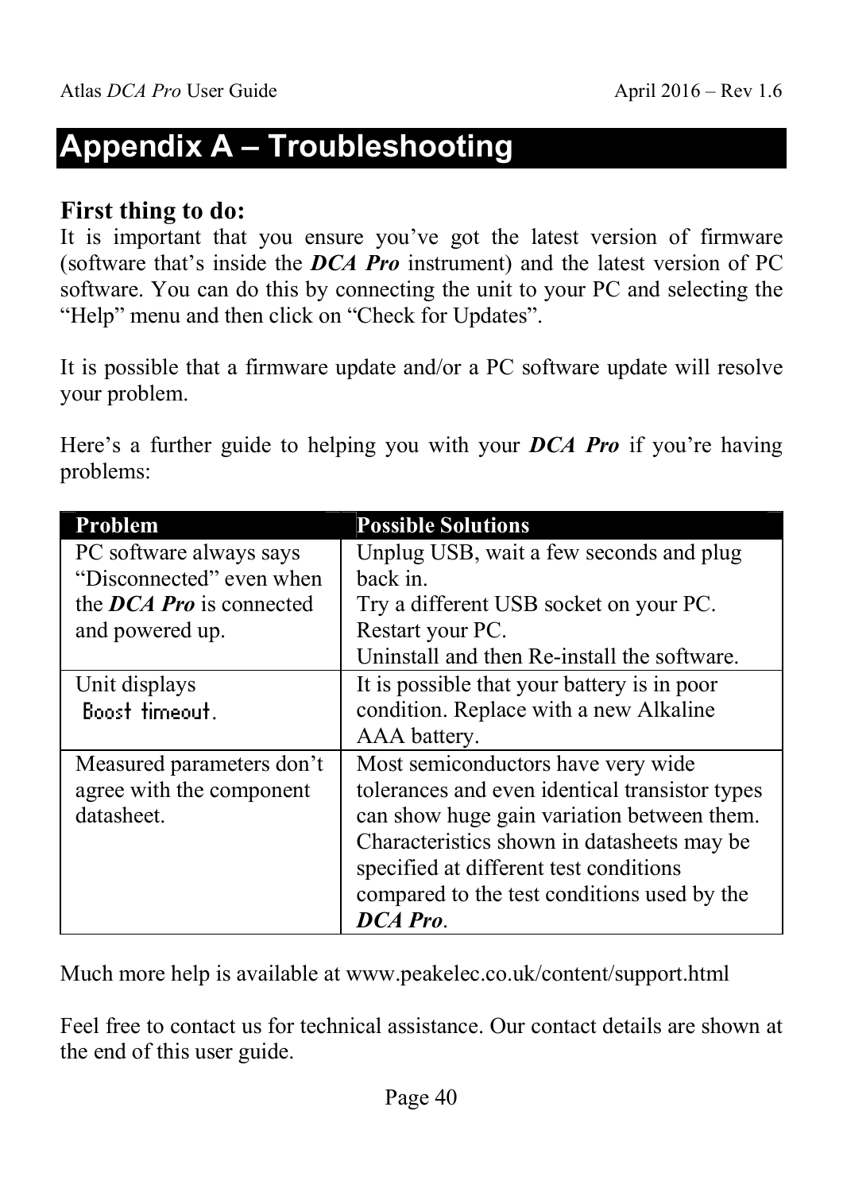# Appendix A – Troubleshooting

**First thing to do:**

It is important that you ensure you've got the latest version of firmware (software that's inside the ***DCA Pro*** instrument) and the latest version of PC software. You can do this by connecting the unit to your PC and selecting the "Help" menu and then click on "Check for Updates".

It is possible that a firmware update and/or a PC software update will resolve your problem.

Here's a further guide to helping you with your ***DCA Pro*** if you're having problems:

| Problem | Possible Solutions |
|---|---|
| PC software always says "Disconnected" even when the ***DCA Pro*** is connected and powered up. | Unplug USB, wait a few seconds and plug back in.<br>Try a different USB socket on your PC.<br>Restart your PC.<br>Uninstall and then Re-install the software. |
| Unit displays `Boost timeout.` | It is possible that your battery is in poor condition. Replace with a new Alkaline AAA battery. |
| Measured parameters don't agree with the component datasheet. | Most semiconductors have very wide tolerances and even identical transistor types can show huge gain variation between them. Characteristics shown in datasheets may be specified at different test conditions compared to the test conditions used by the ***DCA Pro***. |

Much more help is available at www.peakelec.co.uk/content/support.html

Feel free to contact us for technical assistance. Our contact details are shown at the end of this user guide.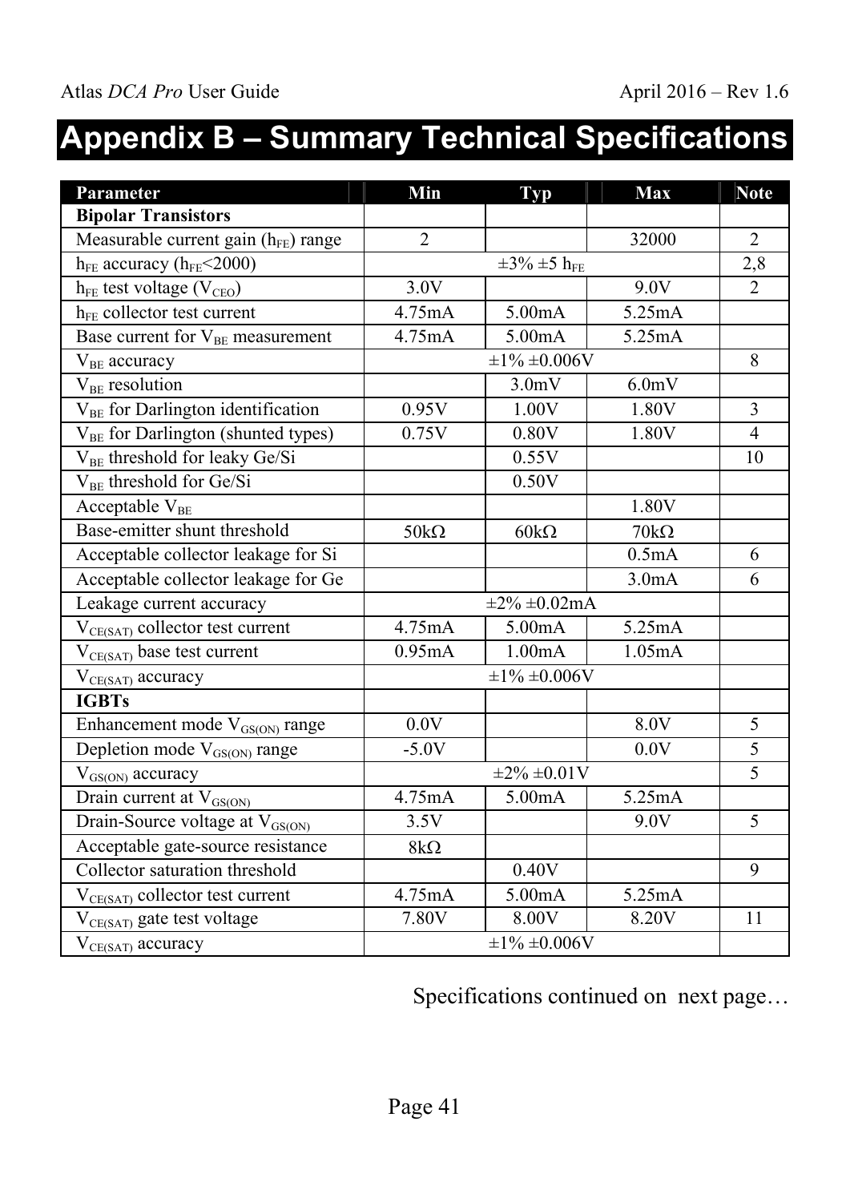# Appendix B – Summary Technical Specifications

| Parameter | Min | Typ | Max | Note |
|---|---|---|---|---|
| **Bipolar Transistors** | | | | |
| Measurable current gain ($h_{FE}$) range | 2 | | 32000 | 2 |
| $h_{FE}$ accuracy ($h_{FE}$<2000) | | ±3% ±5 $h_{FE}$ | | 2,8 |
| $h_{FE}$ test voltage ($V_{CEO}$) | 3.0V | | 9.0V | 2 |
| $h_{FE}$ collector test current | 4.75mA | 5.00mA | 5.25mA | |
| Base current for $V_{BE}$ measurement | 4.75mA | 5.00mA | 5.25mA | |
| $V_{BE}$ accuracy | | ±1% ±0.006V | | 8 |
| $V_{BE}$ resolution | | 3.0mV | 6.0mV | |
| $V_{BE}$ for Darlington identification | 0.95V | 1.00V | 1.80V | 3 |
| $V_{BE}$ for Darlington (shunted types) | 0.75V | 0.80V | 1.80V | 4 |
| $V_{BE}$ threshold for leaky Ge/Si | | 0.55V | | 10 |
| $V_{BE}$ threshold for Ge/Si | | 0.50V | | |
| Acceptable $V_{BE}$ | | | 1.80V | |
| Base-emitter shunt threshold | 50kΩ | 60kΩ | 70kΩ | |
| Acceptable collector leakage for Si | | | 0.5mA | 6 |
| Acceptable collector leakage for Ge | | | 3.0mA | 6 |
| Leakage current accuracy | | ±2% ±0.02mA | | |
| $V_{CE(SAT)}$ collector test current | 4.75mA | 5.00mA | 5.25mA | |
| $V_{CE(SAT)}$ base test current | 0.95mA | 1.00mA | 1.05mA | |
| $V_{CE(SAT)}$ accuracy | | ±1% ±0.006V | | |
| **IGBTs** | | | | |
| Enhancement mode $V_{GS(ON)}$ range | 0.0V | | 8.0V | 5 |
| Depletion mode $V_{GS(ON)}$ range | -5.0V | | 0.0V | 5 |
| $V_{GS(ON)}$ accuracy | | ±2% ±0.01V | | 5 |
| Drain current at $V_{GS(ON)}$ | 4.75mA | 5.00mA | 5.25mA | |
| Drain-Source voltage at $V_{GS(ON)}$ | 3.5V | | 9.0V | 5 |
| Acceptable gate-source resistance | 8kΩ | | | |
| Collector saturation threshold | | 0.40V | | 9 |
| $V_{CE(SAT)}$ collector test current | 4.75mA | 5.00mA | 5.25mA | |
| $V_{CE(SAT)}$ gate test voltage | 7.80V | 8.00V | 8.20V | 11 |
| $V_{CE(SAT)}$ accuracy | | ±1% ±0.006V | | |

Specifications continued on next page…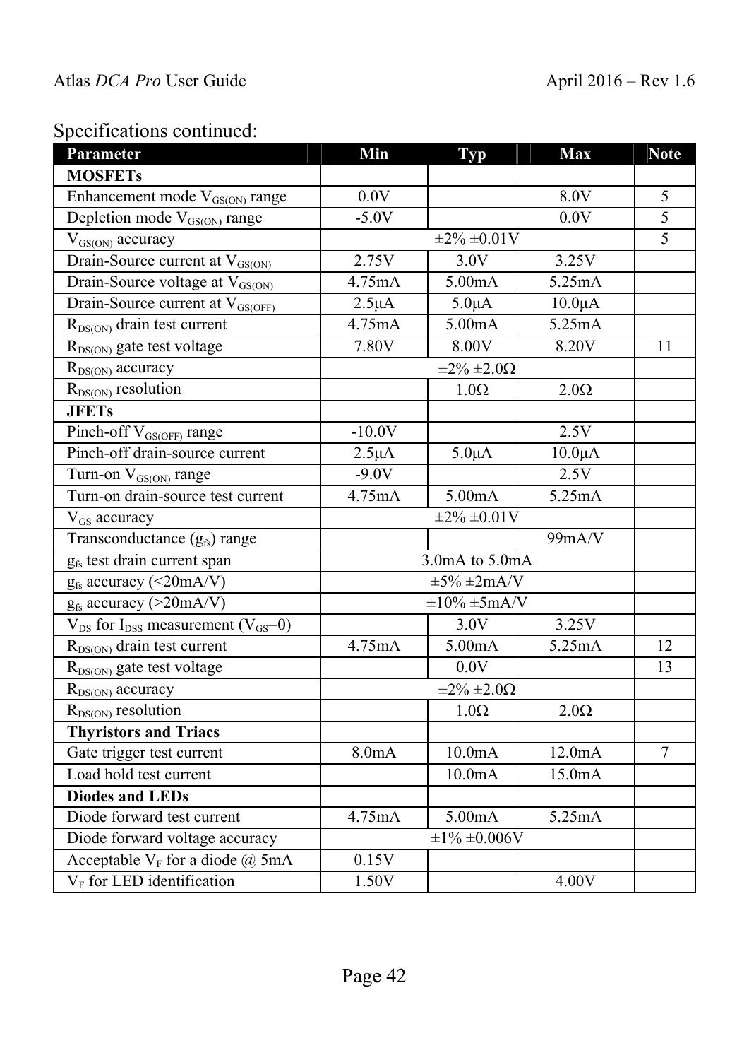Specifications continued:

| Parameter | Min | Typ | Max | Note |
|---|---|---|---|---|
| **MOSFETs** | | | | |
| Enhancement mode $V_{GS(ON)}$ range | 0.0V | | 8.0V | 5 |
| Depletion mode $V_{GS(ON)}$ range | -5.0V | | 0.0V | 5 |
| $V_{GS(ON)}$ accuracy | | ±2% ±0.01V | | 5 |
| Drain-Source current at $V_{GS(ON)}$ | 2.75V | 3.0V | 3.25V | |
| Drain-Source voltage at $V_{GS(ON)}$ | 4.75mA | 5.00mA | 5.25mA | |
| Drain-Source current at $V_{GS(OFF)}$ | 2.5µA | 5.0µA | 10.0µA | |
| $R_{DS(ON)}$ drain test current | 4.75mA | 5.00mA | 5.25mA | |
| $R_{DS(ON)}$ gate test voltage | 7.80V | 8.00V | 8.20V | 11 |
| $R_{DS(ON)}$ accuracy | | ±2% ±2.0Ω | | |
| $R_{DS(ON)}$ resolution | | 1.0Ω | 2.0Ω | |
| **JFETs** | | | | |
| Pinch-off $V_{GS(OFF)}$ range | -10.0V | | 2.5V | |
| Pinch-off drain-source current | 2.5µA | 5.0µA | 10.0µA | |
| Turn-on $V_{GS(ON)}$ range | -9.0V | | 2.5V | |
| Turn-on drain-source test current | 4.75mA | 5.00mA | 5.25mA | |
| $V_{GS}$ accuracy | | ±2% ±0.01V | | |
| Transconductance ($g_{fs}$) range | | | 99mA/V | |
| $g_{fs}$ test drain current span | | 3.0mA to 5.0mA | | |
| $g_{fs}$ accuracy (<20mA/V) | | ±5% ±2mA/V | | |
| $g_{fs}$ accuracy (>20mA/V) | | ±10% ±5mA/V | | |
| $V_{DS}$ for $I_{DSS}$ measurement ($V_{GS}$=0) | | 3.0V | 3.25V | |
| $R_{DS(ON)}$ drain test current | 4.75mA | 5.00mA | 5.25mA | 12 |
| $R_{DS(ON)}$ gate test voltage | | 0.0V | | 13 |
| $R_{DS(ON)}$ accuracy | | ±2% ±2.0Ω | | |
| $R_{DS(ON)}$ resolution | | 1.0Ω | 2.0Ω | |
| **Thyristors and Triacs** | | | | |
| Gate trigger test current | 8.0mA | 10.0mA | 12.0mA | 7 |
| Load hold test current | | 10.0mA | 15.0mA | |
| **Diodes and LEDs** | | | | |
| Diode forward test current | 4.75mA | 5.00mA | 5.25mA | |
| Diode forward voltage accuracy | | ±1% ±0.006V | | |
| Acceptable $V_F$ for a diode @ 5mA | 0.15V | | | |
| $V_F$ for LED identification | 1.50V | | 4.00V | |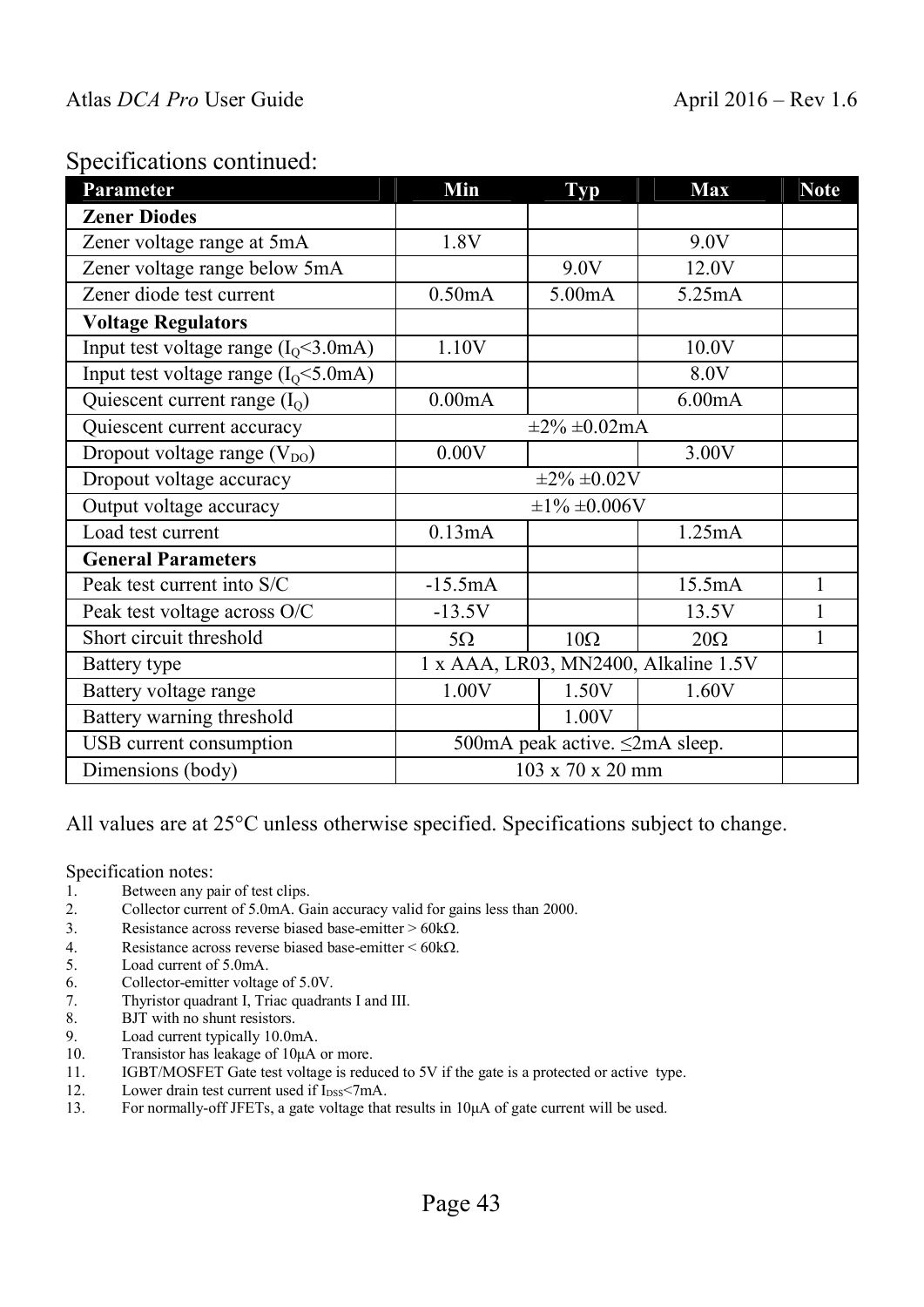Specifications continued:

| Parameter | Min | Typ | Max | Note |
|---|---|---|---|---|
| **Zener Diodes** | | | | |
| Zener voltage range at 5mA | 1.8V | | 9.0V | |
| Zener voltage range below 5mA | | 9.0V | 12.0V | |
| Zener diode test current | 0.50mA | 5.00mA | 5.25mA | |
| **Voltage Regulators** | | | | |
| Input test voltage range ($I_Q$<3.0mA) | 1.10V | | 10.0V | |
| Input test voltage range ($I_Q$<5.0mA) | | | 8.0V | |
| Quiescent current range ($I_Q$) | 0.00mA | | 6.00mA | |
| Quiescent current accuracy | ±2% ±0.02mA | | | |
| Dropout voltage range ($V_{DO}$) | 0.00V | | 3.00V | |
| Dropout voltage accuracy | ±2% ±0.02V | | | |
| Output voltage accuracy | ±1% ±0.006V | | | |
| Load test current | 0.13mA | | 1.25mA | |
| **General Parameters** | | | | |
| Peak test current into S/C | -15.5mA | | 15.5mA | 1 |
| Peak test voltage across O/C | -13.5V | | 13.5V | 1 |
| Short circuit threshold | 5Ω | 10Ω | 20Ω | 1 |
| Battery type | 1 x AAA, LR03, MN2400, Alkaline 1.5V | | | |
| Battery voltage range | 1.00V | 1.50V | 1.60V | |
| Battery warning threshold | | 1.00V | | |
| USB current consumption | 500mA peak active. ≤2mA sleep. | | | |
| Dimensions (body) | 103 x 70 x 20 mm | | | |

All values are at 25°C unless otherwise specified. Specifications subject to change.

Specification notes:

1. Between any pair of test clips.
2. Collector current of 5.0mA. Gain accuracy valid for gains less than 2000.
3. Resistance across reverse biased base-emitter > 60kΩ.
4. Resistance across reverse biased base-emitter < 60kΩ.
5. Load current of 5.0mA.
6. Collector-emitter voltage of 5.0V.
7. Thyristor quadrant I, Triac quadrants I and III.
8. BJT with no shunt resistors.
9. Load current typically 10.0mA.
10. Transistor has leakage of 10µA or more.
11. IGBT/MOSFET Gate test voltage is reduced to 5V if the gate is a protected or active type.
12. Lower drain test current used if $I_{DSS}$<7mA.
13. For normally-off JFETs, a gate voltage that results in 10µA of gate current will be used.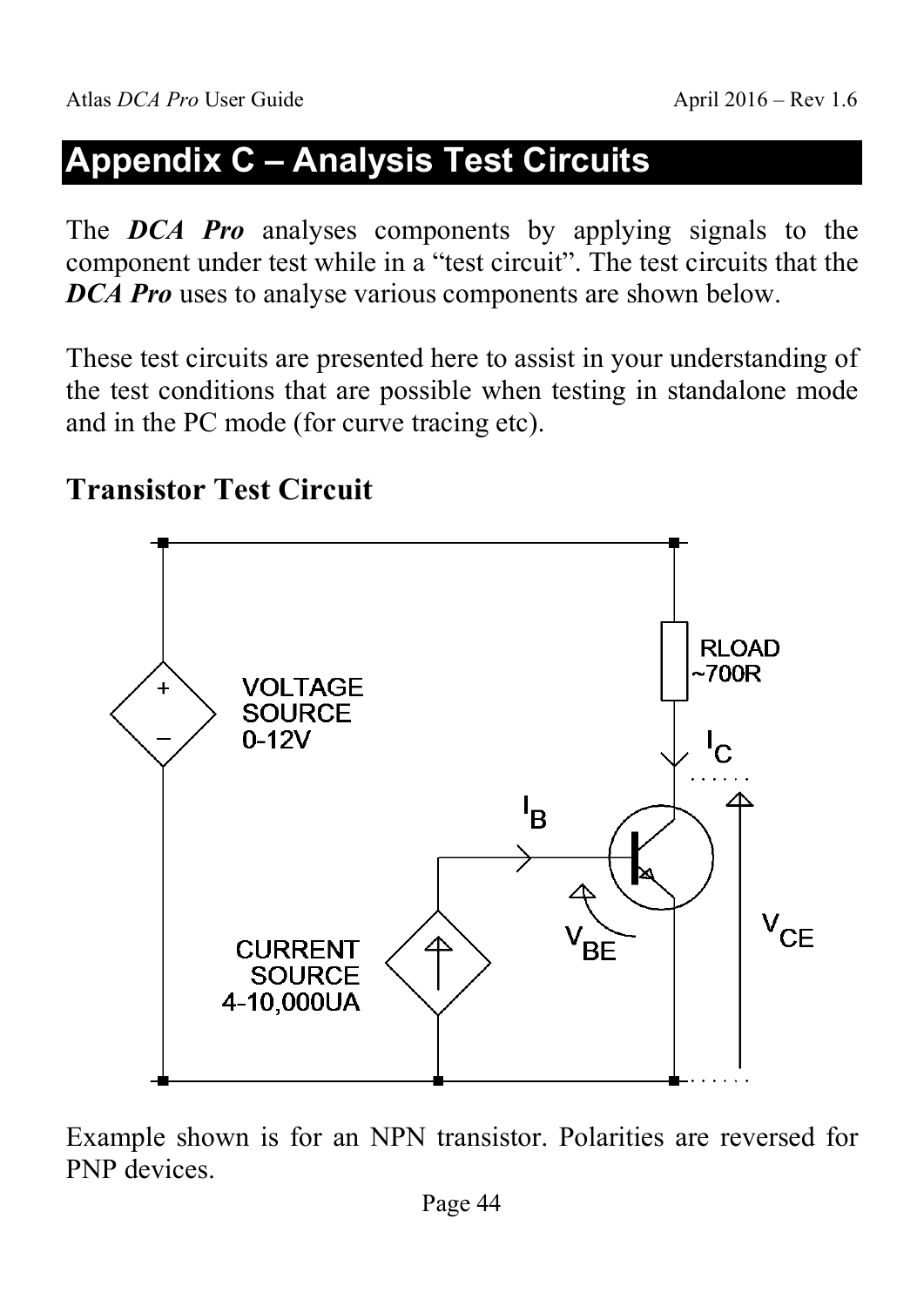# Appendix C – Analysis Test Circuits

The ***DCA Pro*** analyses components by applying signals to the component under test while in a "test circuit". The test circuits that the ***DCA Pro*** uses to analyse various components are shown below.

These test circuits are presented here to assist in your understanding of the test conditions that are possible when testing in standalone mode and in the PC mode (for curve tracing etc).

## Transistor Test Circuit

VOLTAGE SOURCE 0-12V

RLOAD ~700R

$I_C$

$I_B$

$V_{BE}$

$V_{CE}$

CURRENT SOURCE 4-10,000UA

Example shown is for an NPN transistor. Polarities are reversed for PNP devices.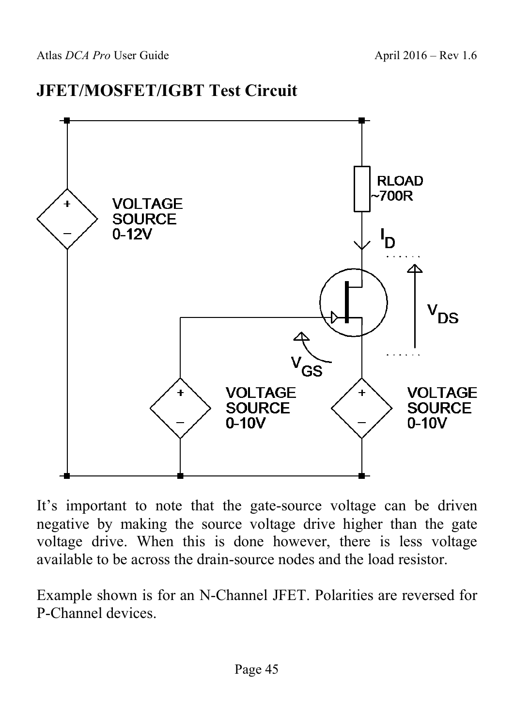## JFET/MOSFET/IGBT Test Circuit

VOLTAGE SOURCE 0-12V

RLOAD ~700R

$I_D$

$V_{DS}$

$V_{GS}$

VOLTAGE SOURCE 0-10V

VOLTAGE SOURCE 0-10V

It's important to note that the gate-source voltage can be driven negative by making the source voltage drive higher than the gate voltage drive. When this is done however, there is less voltage available to be across the drain-source nodes and the load resistor.

Example shown is for an N-Channel JFET. Polarities are reversed for P-Channel devices.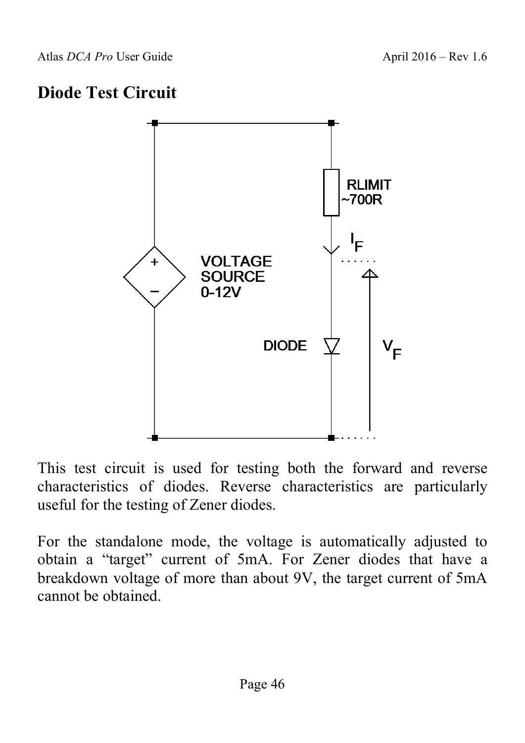## Diode Test Circuit

RLIMIT
~700R

VOLTAGE
SOURCE
0-12V

$I_F$

DIODE

$V_F$

This test circuit is used for testing both the forward and reverse characteristics of diodes. Reverse characteristics are particularly useful for the testing of Zener diodes.

For the standalone mode, the voltage is automatically adjusted to obtain a "target" current of 5mA. For Zener diodes that have a breakdown voltage of more than about 9V, the target current of 5mA cannot be obtained.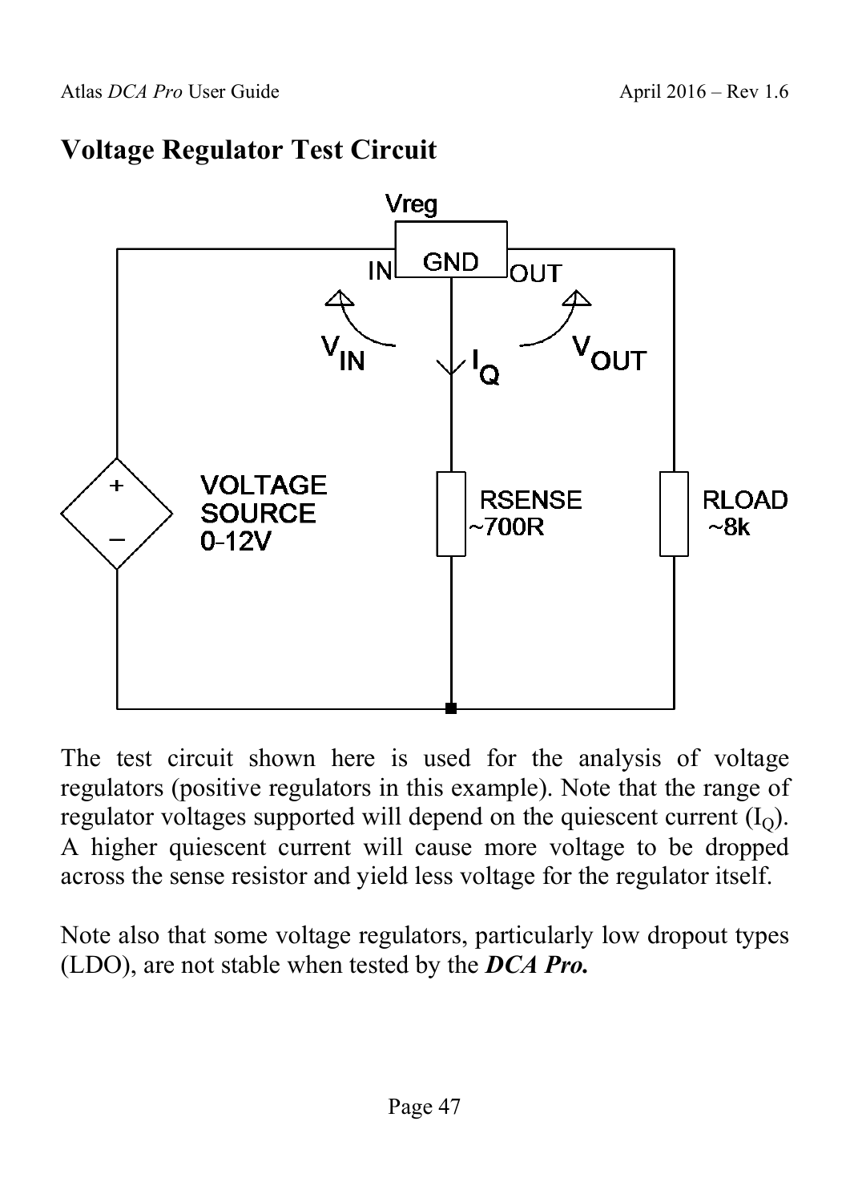## Voltage Regulator Test Circuit

Vreg

IN GND OUT

$V_{IN}$

$I_Q$

$V_{OUT}$

VOLTAGE SOURCE 0-12V

RSENSE ~700R

RLOAD ~8k

The test circuit shown here is used for the analysis of voltage regulators (positive regulators in this example). Note that the range of regulator voltages supported will depend on the quiescent current ($I_Q$). A higher quiescent current will cause more voltage to be dropped across the sense resistor and yield less voltage for the regulator itself.

Note also that some voltage regulators, particularly low dropout types (LDO), are not stable when tested by the ***DCA Pro.***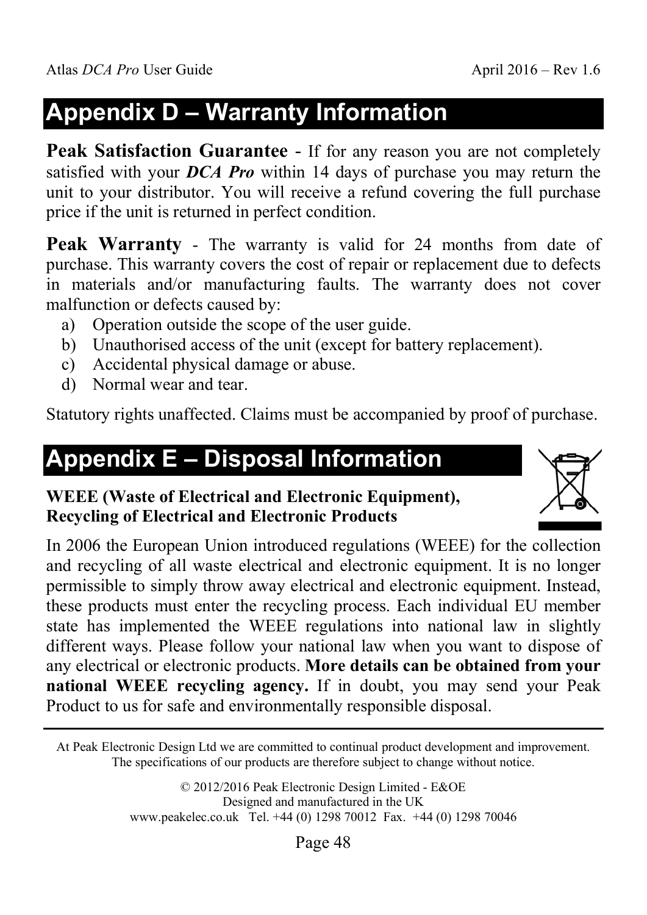# Appendix D – Warranty Information

**Peak Satisfaction Guarantee** - If for any reason you are not completely satisfied with your ***DCA Pro*** within 14 days of purchase you may return the unit to your distributor. You will receive a refund covering the full purchase price if the unit is returned in perfect condition.

**Peak Warranty** - The warranty is valid for 24 months from date of purchase. This warranty covers the cost of repair or replacement due to defects in materials and/or manufacturing faults. The warranty does not cover malfunction or defects caused by:

a) Operation outside the scope of the user guide.
b) Unauthorised access of the unit (except for battery replacement).
c) Accidental physical damage or abuse.
d) Normal wear and tear.

Statutory rights unaffected. Claims must be accompanied by proof of purchase.

# Appendix E – Disposal Information

**WEEE (Waste of Electrical and Electronic Equipment), Recycling of Electrical and Electronic Products**

In 2006 the European Union introduced regulations (WEEE) for the collection and recycling of all waste electrical and electronic equipment. It is no longer permissible to simply throw away electrical and electronic equipment. Instead, these products must enter the recycling process. Each individual EU member state has implemented the WEEE regulations into national law in slightly different ways. Please follow your national law when you want to dispose of any electrical or electronic products. **More details can be obtained from your national WEEE recycling agency.** If in doubt, you may send your Peak Product to us for safe and environmentally responsible disposal.

---

At Peak Electronic Design Ltd we are committed to continual product development and improvement. The specifications of our products are therefore subject to change without notice.

© 2012/2016 Peak Electronic Design Limited - E&OE
Designed and manufactured in the UK
www.peakelec.co.uk Tel. +44 (0) 1298 70012 Fax. +44 (0) 1298 70046